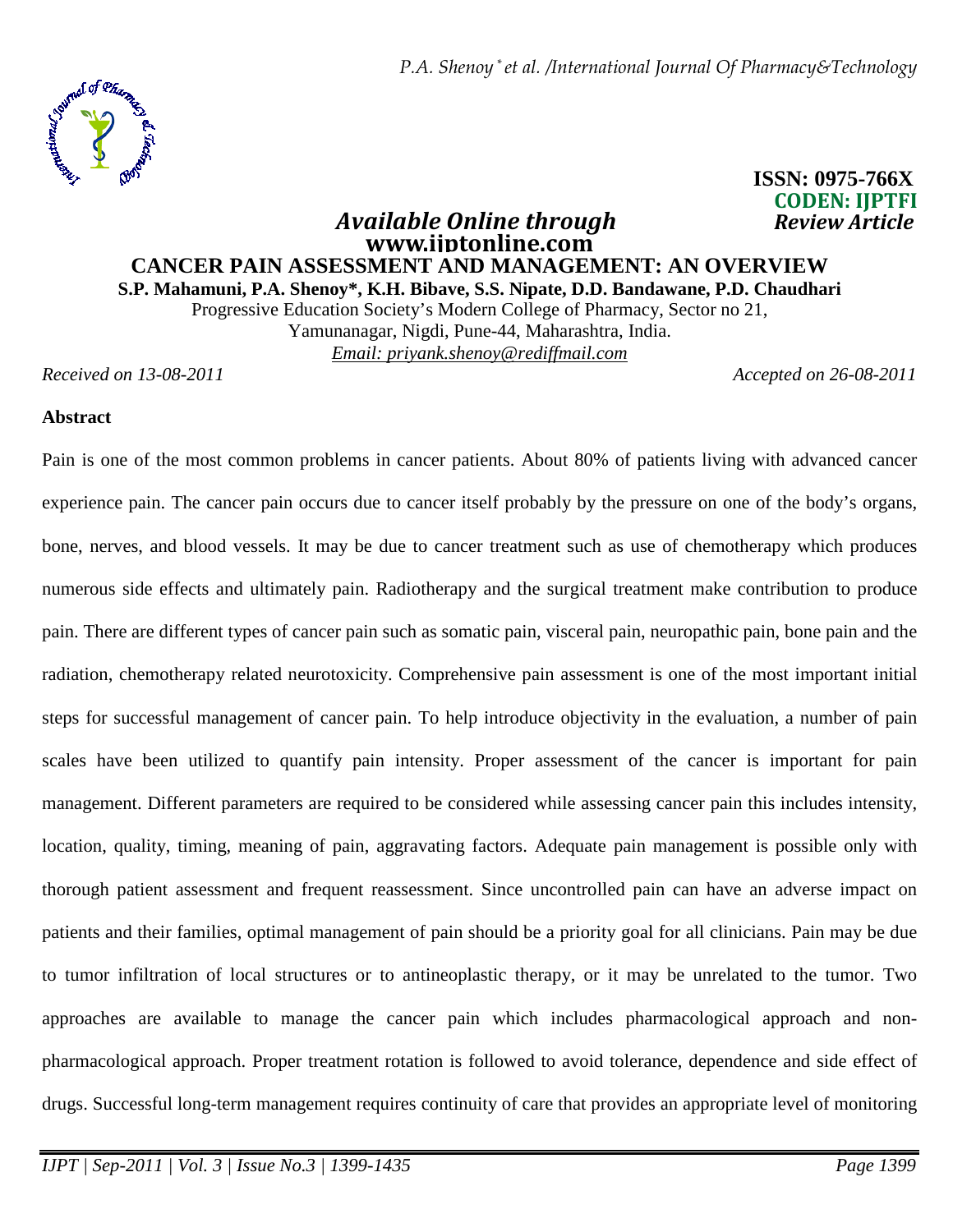**ISSN: 0975-766X**
**CODEN: IJPTFI**

*Available Online through* *Review Article*
**www.ijptonline.com**

# CANCER PAIN ASSESSMENT AND MANAGEMENT: AN OVERVIEW

**S.P. Mahamuni, P.A. Shenoy*, K.H. Bibave, S.S. Nipate, D.D. Bandawane, P.D. Chaudhari**

Progressive Education Society's Modern College of Pharmacy, Sector no 21,
Yamunanagar, Nigdi, Pune-44, Maharashtra, India.
*Email: priyank.shenoy@rediffmail.com*

*Received on 13-08-2011* *Accepted on 26-08-2011*

## Abstract

Pain is one of the most common problems in cancer patients. About 80% of patients living with advanced cancer experience pain. The cancer pain occurs due to cancer itself probably by the pressure on one of the body's organs, bone, nerves, and blood vessels. It may be due to cancer treatment such as use of chemotherapy which produces numerous side effects and ultimately pain. Radiotherapy and the surgical treatment make contribution to produce pain. There are different types of cancer pain such as somatic pain, visceral pain, neuropathic pain, bone pain and the radiation, chemotherapy related neurotoxicity. Comprehensive pain assessment is one of the most important initial steps for successful management of cancer pain. To help introduce objectivity in the evaluation, a number of pain scales have been utilized to quantify pain intensity. Proper assessment of the cancer is important for pain management. Different parameters are required to be considered while assessing cancer pain this includes intensity, location, quality, timing, meaning of pain, aggravating factors. Adequate pain management is possible only with thorough patient assessment and frequent reassessment. Since uncontrolled pain can have an adverse impact on patients and their families, optimal management of pain should be a priority goal for all clinicians. Pain may be due to tumor infiltration of local structures or to antineoplastic therapy, or it may be unrelated to the tumor. Two approaches are available to manage the cancer pain which includes pharmacological approach and non-pharmacological approach. Proper treatment rotation is followed to avoid tolerance, dependence and side effect of drugs. Successful long-term management requires continuity of care that provides an appropriate level of monitoring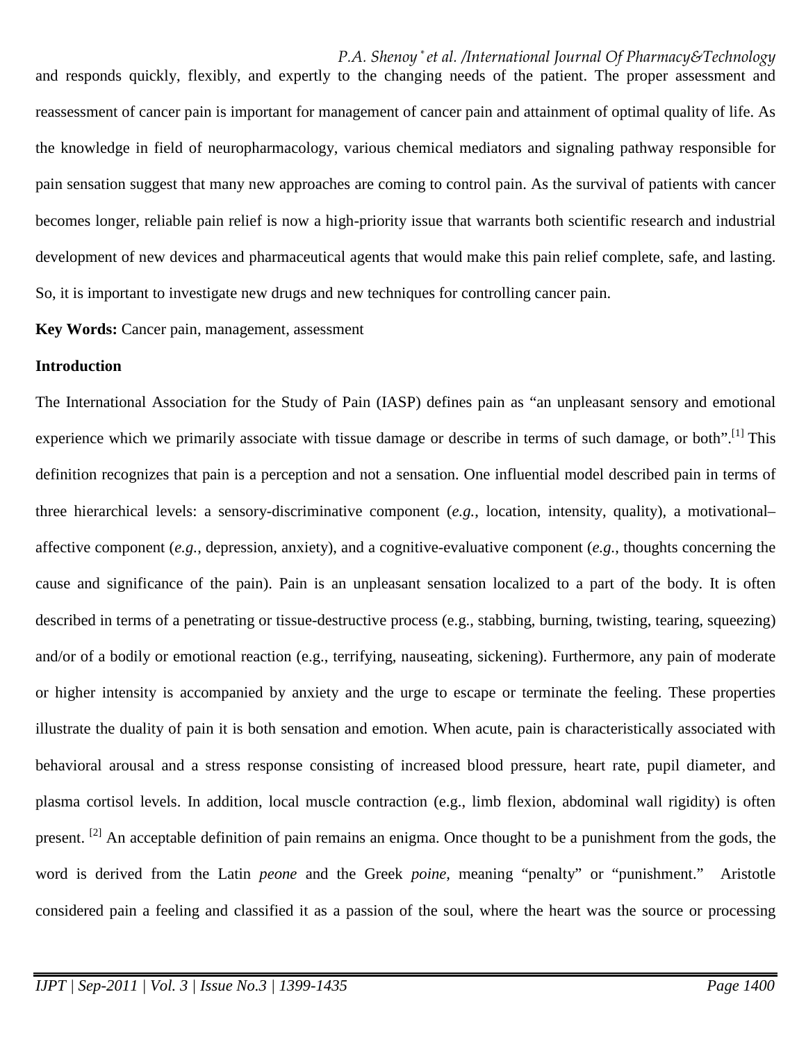and responds quickly, flexibly, and expertly to the changing needs of the patient. The proper assessment and reassessment of cancer pain is important for management of cancer pain and attainment of optimal quality of life. As the knowledge in field of neuropharmacology, various chemical mediators and signaling pathway responsible for pain sensation suggest that many new approaches are coming to control pain. As the survival of patients with cancer becomes longer, reliable pain relief is now a high-priority issue that warrants both scientific research and industrial development of new devices and pharmaceutical agents that would make this pain relief complete, safe, and lasting. So, it is important to investigate new drugs and new techniques for controlling cancer pain.

**Key Words:** Cancer pain, management, assessment

## Introduction

The International Association for the Study of Pain (IASP) defines pain as "an unpleasant sensory and emotional experience which we primarily associate with tissue damage or describe in terms of such damage, or both".[1] This definition recognizes that pain is a perception and not a sensation. One influential model described pain in terms of three hierarchical levels: a sensory-discriminative component (*e.g.*, location, intensity, quality), a motivational–affective component (*e.g.*, depression, anxiety), and a cognitive-evaluative component (*e.g.*, thoughts concerning the cause and significance of the pain). Pain is an unpleasant sensation localized to a part of the body. It is often described in terms of a penetrating or tissue-destructive process (e.g., stabbing, burning, twisting, tearing, squeezing) and/or of a bodily or emotional reaction (e.g., terrifying, nauseating, sickening). Furthermore, any pain of moderate or higher intensity is accompanied by anxiety and the urge to escape or terminate the feeling. These properties illustrate the duality of pain it is both sensation and emotion. When acute, pain is characteristically associated with behavioral arousal and a stress response consisting of increased blood pressure, heart rate, pupil diameter, and plasma cortisol levels. In addition, local muscle contraction (e.g., limb flexion, abdominal wall rigidity) is often present. [2] An acceptable definition of pain remains an enigma. Once thought to be a punishment from the gods, the word is derived from the Latin *peone* and the Greek *poine,* meaning "penalty" or "punishment." Aristotle considered pain a feeling and classified it as a passion of the soul, where the heart was the source or processing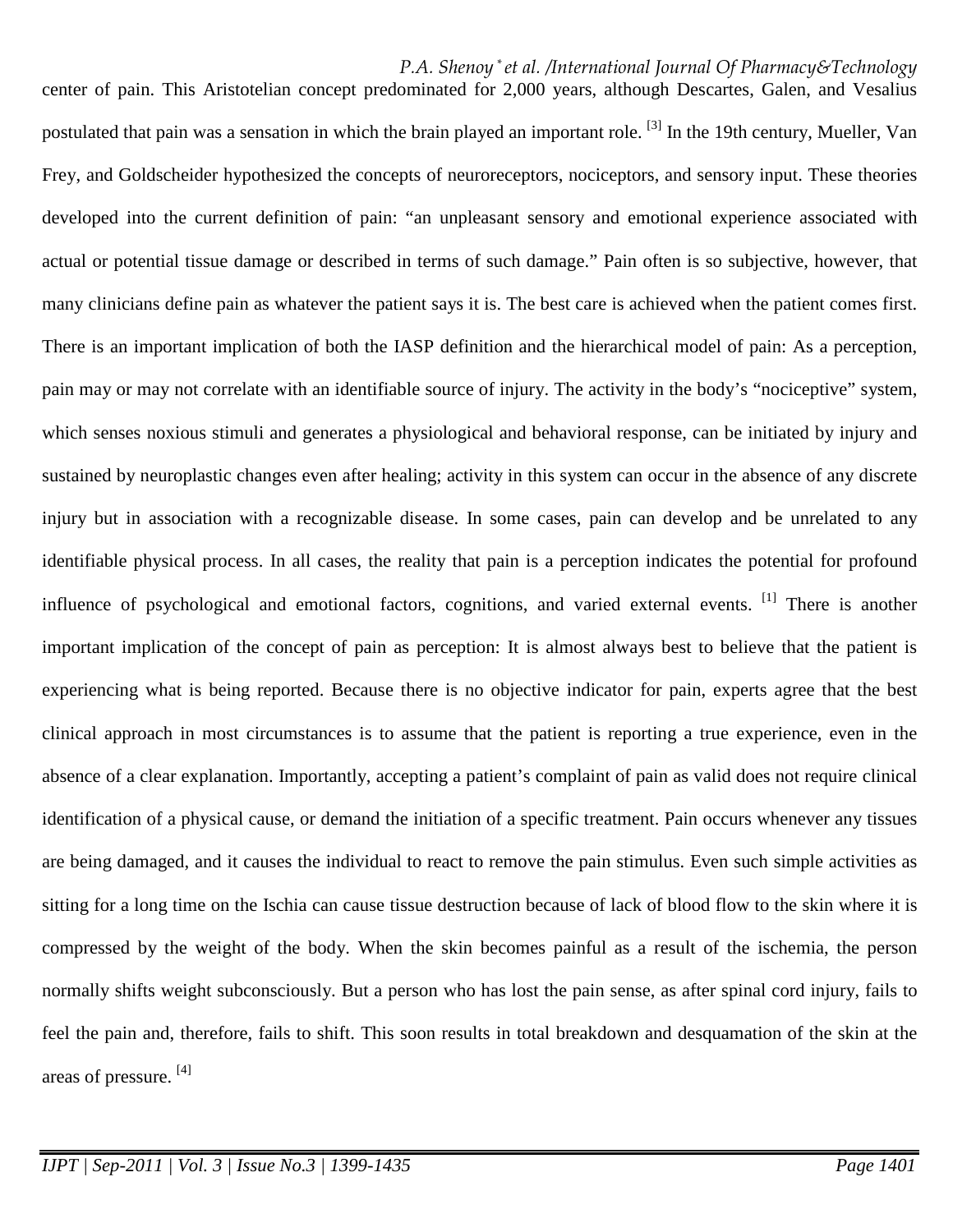center of pain. This Aristotelian concept predominated for 2,000 years, although Descartes, Galen, and Vesalius postulated that pain was a sensation in which the brain played an important role. [3] In the 19th century, Mueller, Van Frey, and Goldscheider hypothesized the concepts of neuroreceptors, nociceptors, and sensory input. These theories developed into the current definition of pain: "an unpleasant sensory and emotional experience associated with actual or potential tissue damage or described in terms of such damage." Pain often is so subjective, however, that many clinicians define pain as whatever the patient says it is. The best care is achieved when the patient comes first. There is an important implication of both the IASP definition and the hierarchical model of pain: As a perception, pain may or may not correlate with an identifiable source of injury. The activity in the body's "nociceptive" system, which senses noxious stimuli and generates a physiological and behavioral response, can be initiated by injury and sustained by neuroplastic changes even after healing; activity in this system can occur in the absence of any discrete injury but in association with a recognizable disease. In some cases, pain can develop and be unrelated to any identifiable physical process. In all cases, the reality that pain is a perception indicates the potential for profound influence of psychological and emotional factors, cognitions, and varied external events. [1] There is another important implication of the concept of pain as perception: It is almost always best to believe that the patient is experiencing what is being reported. Because there is no objective indicator for pain, experts agree that the best clinical approach in most circumstances is to assume that the patient is reporting a true experience, even in the absence of a clear explanation. Importantly, accepting a patient's complaint of pain as valid does not require clinical identification of a physical cause, or demand the initiation of a specific treatment. Pain occurs whenever any tissues are being damaged, and it causes the individual to react to remove the pain stimulus. Even such simple activities as sitting for a long time on the Ischia can cause tissue destruction because of lack of blood flow to the skin where it is compressed by the weight of the body. When the skin becomes painful as a result of the ischemia, the person normally shifts weight subconsciously. But a person who has lost the pain sense, as after spinal cord injury, fails to feel the pain and, therefore, fails to shift. This soon results in total breakdown and desquamation of the skin at the areas of pressure. [4]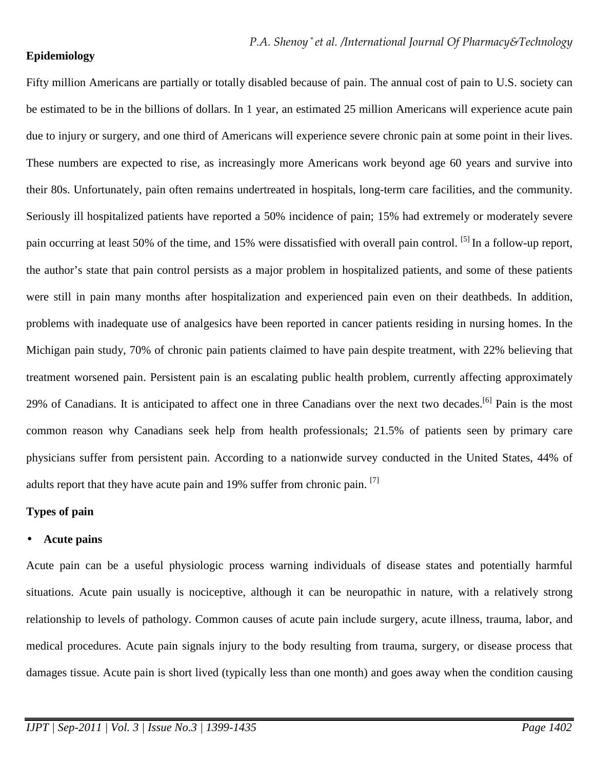**Epidemiology**

Fifty million Americans are partially or totally disabled because of pain. The annual cost of pain to U.S. society can be estimated to be in the billions of dollars. In 1 year, an estimated 25 million Americans will experience acute pain due to injury or surgery, and one third of Americans will experience severe chronic pain at some point in their lives. These numbers are expected to rise, as increasingly more Americans work beyond age 60 years and survive into their 80s. Unfortunately, pain often remains undertreated in hospitals, long-term care facilities, and the community. Seriously ill hospitalized patients have reported a 50% incidence of pain; 15% had extremely or moderately severe pain occurring at least 50% of the time, and 15% were dissatisfied with overall pain control. [5] In a follow-up report, the author's state that pain control persists as a major problem in hospitalized patients, and some of these patients were still in pain many months after hospitalization and experienced pain even on their deathbeds. In addition, problems with inadequate use of analgesics have been reported in cancer patients residing in nursing homes. In the Michigan pain study, 70% of chronic pain patients claimed to have pain despite treatment, with 22% believing that treatment worsened pain. Persistent pain is an escalating public health problem, currently affecting approximately 29% of Canadians. It is anticipated to affect one in three Canadians over the next two decades.[6] Pain is the most common reason why Canadians seek help from health professionals; 21.5% of patients seen by primary care physicians suffer from persistent pain. According to a nationwide survey conducted in the United States, 44% of adults report that they have acute pain and 19% suffer from chronic pain. [7]

**Types of pain**

- **Acute pains**

Acute pain can be a useful physiologic process warning individuals of disease states and potentially harmful situations. Acute pain usually is nociceptive, although it can be neuropathic in nature, with a relatively strong relationship to levels of pathology. Common causes of acute pain include surgery, acute illness, trauma, labor, and medical procedures. Acute pain signals injury to the body resulting from trauma, surgery, or disease process that damages tissue. Acute pain is short lived (typically less than one month) and goes away when the condition causing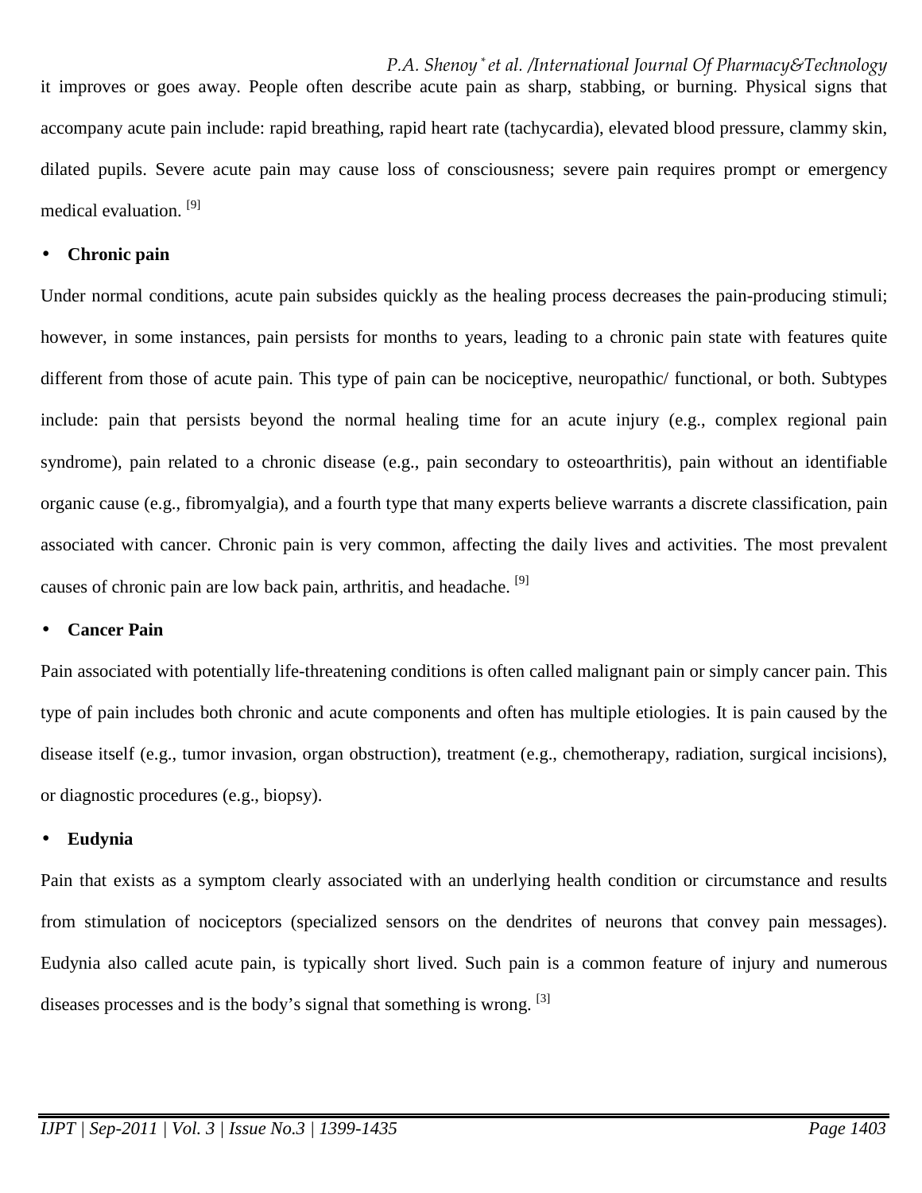it improves or goes away. People often describe acute pain as sharp, stabbing, or burning. Physical signs that accompany acute pain include: rapid breathing, rapid heart rate (tachycardia), elevated blood pressure, clammy skin, dilated pupils. Severe acute pain may cause loss of consciousness; severe pain requires prompt or emergency medical evaluation. [9]

- **Chronic pain**

Under normal conditions, acute pain subsides quickly as the healing process decreases the pain-producing stimuli; however, in some instances, pain persists for months to years, leading to a chronic pain state with features quite different from those of acute pain. This type of pain can be nociceptive, neuropathic/ functional, or both. Subtypes include: pain that persists beyond the normal healing time for an acute injury (e.g., complex regional pain syndrome), pain related to a chronic disease (e.g., pain secondary to osteoarthritis), pain without an identifiable organic cause (e.g., fibromyalgia), and a fourth type that many experts believe warrants a discrete classification, pain associated with cancer. Chronic pain is very common, affecting the daily lives and activities. The most prevalent causes of chronic pain are low back pain, arthritis, and headache. [9]

- **Cancer Pain**

Pain associated with potentially life-threatening conditions is often called malignant pain or simply cancer pain. This type of pain includes both chronic and acute components and often has multiple etiologies. It is pain caused by the disease itself (e.g., tumor invasion, organ obstruction), treatment (e.g., chemotherapy, radiation, surgical incisions), or diagnostic procedures (e.g., biopsy).

- **Eudynia**

Pain that exists as a symptom clearly associated with an underlying health condition or circumstance and results from stimulation of nociceptors (specialized sensors on the dendrites of neurons that convey pain messages). Eudynia also called acute pain, is typically short lived. Such pain is a common feature of injury and numerous diseases processes and is the body's signal that something is wrong. [3]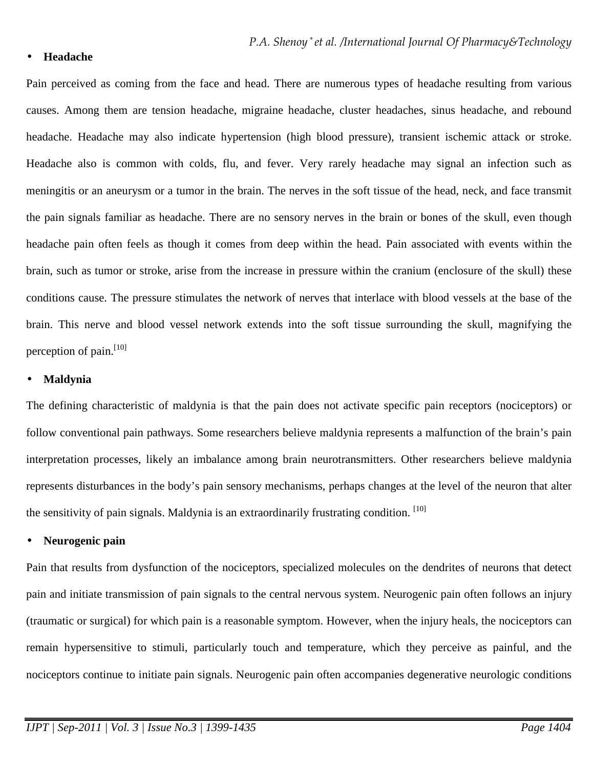- **Headache**

Pain perceived as coming from the face and head. There are numerous types of headache resulting from various causes. Among them are tension headache, migraine headache, cluster headaches, sinus headache, and rebound headache. Headache may also indicate hypertension (high blood pressure), transient ischemic attack or stroke. Headache also is common with colds, flu, and fever. Very rarely headache may signal an infection such as meningitis or an aneurysm or a tumor in the brain. The nerves in the soft tissue of the head, neck, and face transmit the pain signals familiar as headache. There are no sensory nerves in the brain or bones of the skull, even though headache pain often feels as though it comes from deep within the head. Pain associated with events within the brain, such as tumor or stroke, arise from the increase in pressure within the cranium (enclosure of the skull) these conditions cause. The pressure stimulates the network of nerves that interlace with blood vessels at the base of the brain. This nerve and blood vessel network extends into the soft tissue surrounding the skull, magnifying the perception of pain.[10]

- **Maldynia**

The defining characteristic of maldynia is that the pain does not activate specific pain receptors (nociceptors) or follow conventional pain pathways. Some researchers believe maldynia represents a malfunction of the brain's pain interpretation processes, likely an imbalance among brain neurotransmitters. Other researchers believe maldynia represents disturbances in the body's pain sensory mechanisms, perhaps changes at the level of the neuron that alter the sensitivity of pain signals. Maldynia is an extraordinarily frustrating condition. [10]

- **Neurogenic pain**

Pain that results from dysfunction of the nociceptors, specialized molecules on the dendrites of neurons that detect pain and initiate transmission of pain signals to the central nervous system. Neurogenic pain often follows an injury (traumatic or surgical) for which pain is a reasonable symptom. However, when the injury heals, the nociceptors can remain hypersensitive to stimuli, particularly touch and temperature, which they perceive as painful, and the nociceptors continue to initiate pain signals. Neurogenic pain often accompanies degenerative neurologic conditions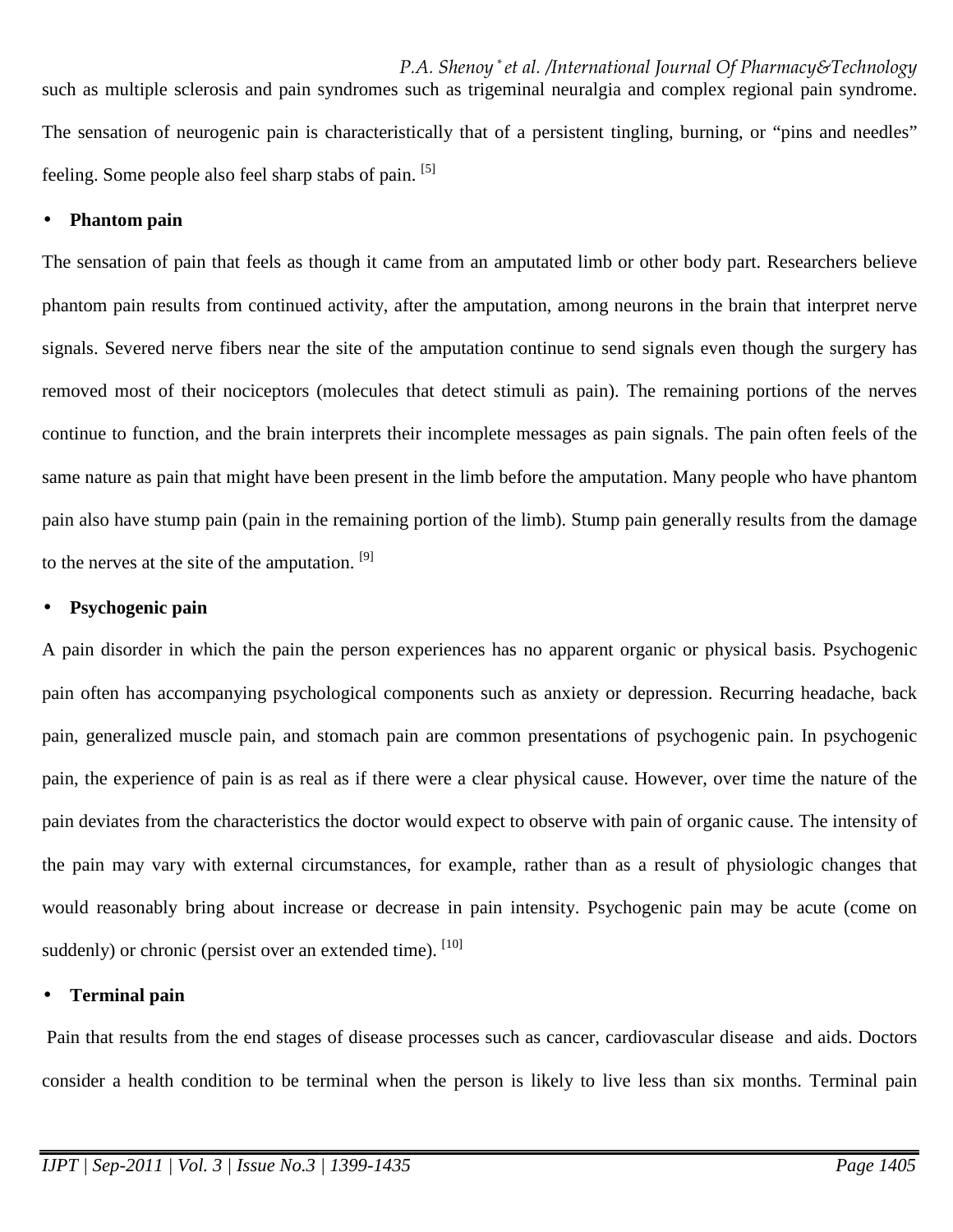such as multiple sclerosis and pain syndromes such as trigeminal neuralgia and complex regional pain syndrome. The sensation of neurogenic pain is characteristically that of a persistent tingling, burning, or "pins and needles" feeling. Some people also feel sharp stabs of pain. [5]

- **Phantom pain**

The sensation of pain that feels as though it came from an amputated limb or other body part. Researchers believe phantom pain results from continued activity, after the amputation, among neurons in the brain that interpret nerve signals. Severed nerve fibers near the site of the amputation continue to send signals even though the surgery has removed most of their nociceptors (molecules that detect stimuli as pain). The remaining portions of the nerves continue to function, and the brain interprets their incomplete messages as pain signals. The pain often feels of the same nature as pain that might have been present in the limb before the amputation. Many people who have phantom pain also have stump pain (pain in the remaining portion of the limb). Stump pain generally results from the damage to the nerves at the site of the amputation. [9]

- **Psychogenic pain**

A pain disorder in which the pain the person experiences has no apparent organic or physical basis. Psychogenic pain often has accompanying psychological components such as anxiety or depression. Recurring headache, back pain, generalized muscle pain, and stomach pain are common presentations of psychogenic pain. In psychogenic pain, the experience of pain is as real as if there were a clear physical cause. However, over time the nature of the pain deviates from the characteristics the doctor would expect to observe with pain of organic cause. The intensity of the pain may vary with external circumstances, for example, rather than as a result of physiologic changes that would reasonably bring about increase or decrease in pain intensity. Psychogenic pain may be acute (come on suddenly) or chronic (persist over an extended time). [10]

- **Terminal pain**

Pain that results from the end stages of disease processes such as cancer, cardiovascular disease and aids. Doctors consider a health condition to be terminal when the person is likely to live less than six months. Terminal pain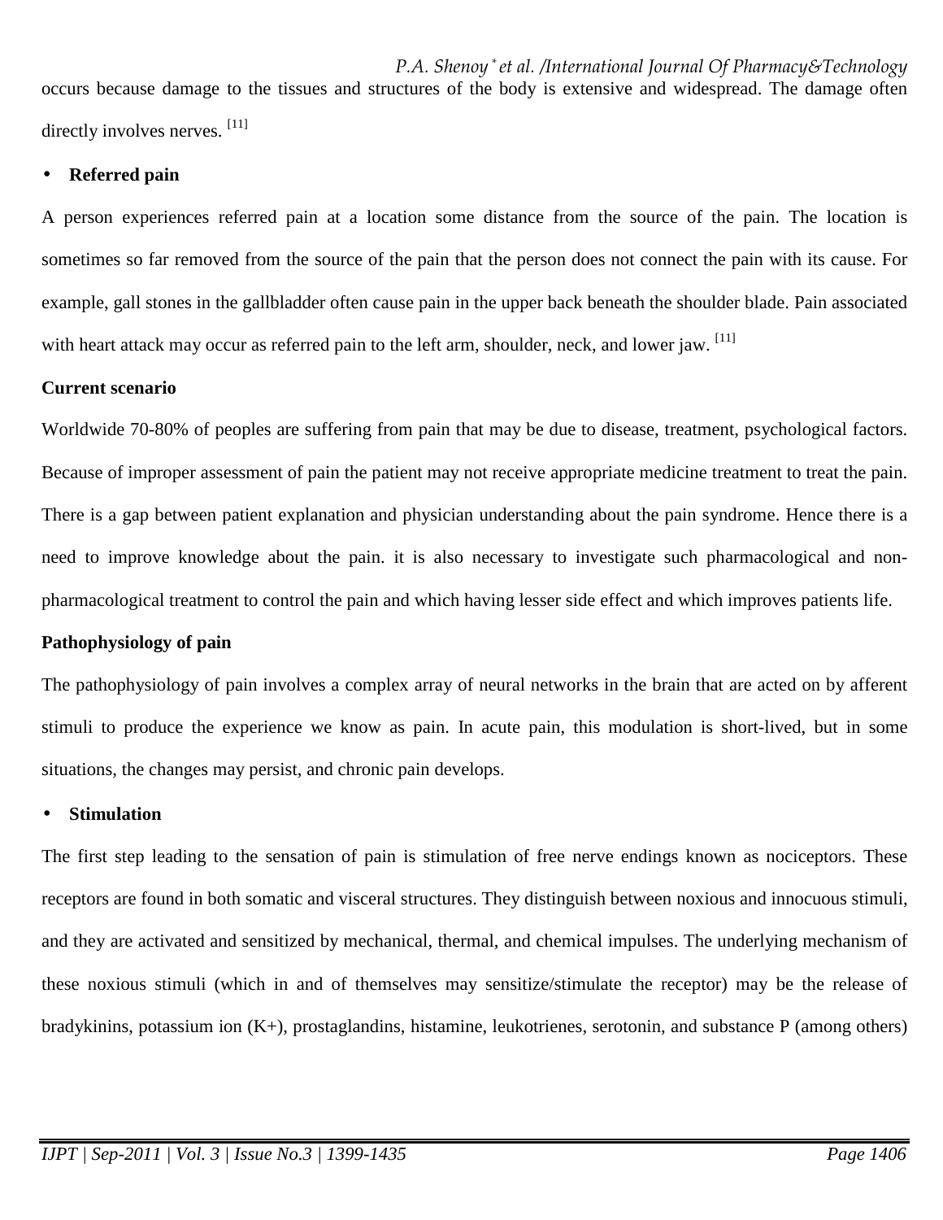occurs because damage to the tissues and structures of the body is extensive and widespread. The damage often directly involves nerves. [11]

- **Referred pain**

A person experiences referred pain at a location some distance from the source of the pain. The location is sometimes so far removed from the source of the pain that the person does not connect the pain with its cause. For example, gall stones in the gallbladder often cause pain in the upper back beneath the shoulder blade. Pain associated with heart attack may occur as referred pain to the left arm, shoulder, neck, and lower jaw. [11]

**Current scenario**

Worldwide 70-80% of peoples are suffering from pain that may be due to disease, treatment, psychological factors. Because of improper assessment of pain the patient may not receive appropriate medicine treatment to treat the pain. There is a gap between patient explanation and physician understanding about the pain syndrome. Hence there is a need to improve knowledge about the pain. it is also necessary to investigate such pharmacological and non-pharmacological treatment to control the pain and which having lesser side effect and which improves patients life.

**Pathophysiology of pain**

The pathophysiology of pain involves a complex array of neural networks in the brain that are acted on by afferent stimuli to produce the experience we know as pain. In acute pain, this modulation is short-lived, but in some situations, the changes may persist, and chronic pain develops.

- **Stimulation**

The first step leading to the sensation of pain is stimulation of free nerve endings known as nociceptors. These receptors are found in both somatic and visceral structures. They distinguish between noxious and innocuous stimuli, and they are activated and sensitized by mechanical, thermal, and chemical impulses. The underlying mechanism of these noxious stimuli (which in and of themselves may sensitize/stimulate the receptor) may be the release of bradykinins, potassium ion ($K^+$), prostaglandins, histamine, leukotrienes, serotonin, and substance P (among others)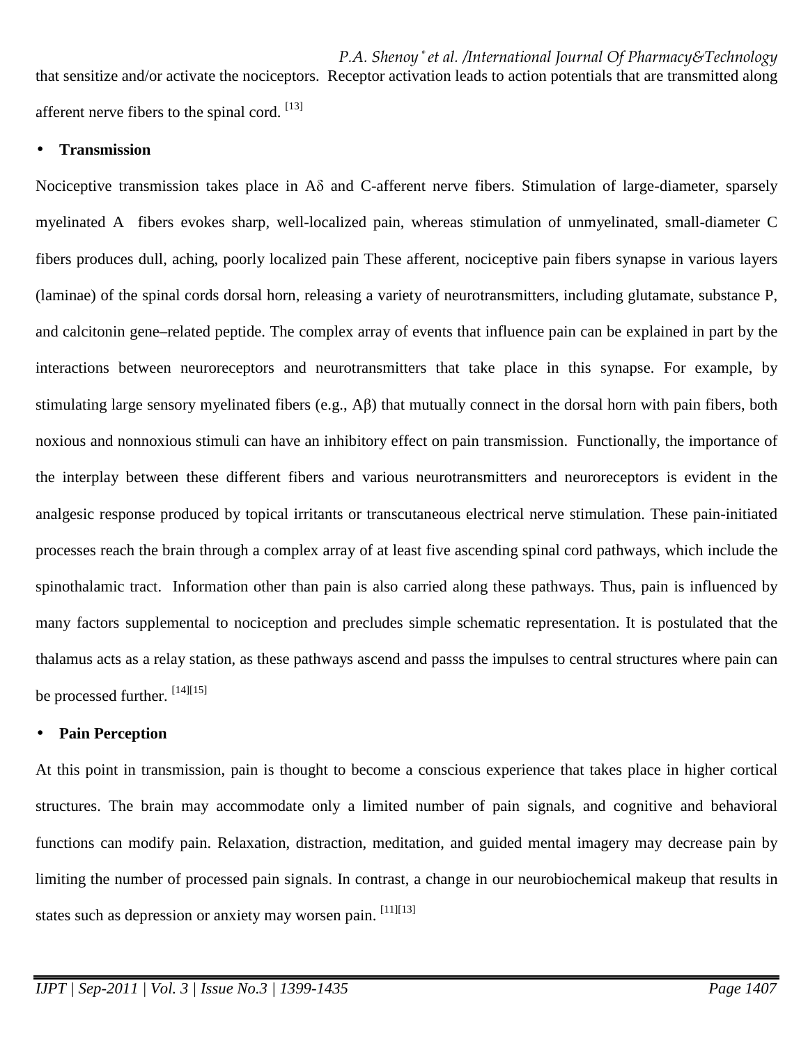that sensitize and/or activate the nociceptors. Receptor activation leads to action potentials that are transmitted along afferent nerve fibers to the spinal cord. [13]

- **Transmission**

Nociceptive transmission takes place in Aδ and C-afferent nerve fibers. Stimulation of large-diameter, sparsely myelinated A fibers evokes sharp, well-localized pain, whereas stimulation of unmyelinated, small-diameter C fibers produces dull, aching, poorly localized pain These afferent, nociceptive pain fibers synapse in various layers (laminae) of the spinal cords dorsal horn, releasing a variety of neurotransmitters, including glutamate, substance P, and calcitonin gene–related peptide. The complex array of events that influence pain can be explained in part by the interactions between neuroreceptors and neurotransmitters that take place in this synapse. For example, by stimulating large sensory myelinated fibers (e.g., Aβ) that mutually connect in the dorsal horn with pain fibers, both noxious and nonnoxious stimuli can have an inhibitory effect on pain transmission. Functionally, the importance of the interplay between these different fibers and various neurotransmitters and neuroreceptors is evident in the analgesic response produced by topical irritants or transcutaneous electrical nerve stimulation. These pain-initiated processes reach the brain through a complex array of at least five ascending spinal cord pathways, which include the spinothalamic tract. Information other than pain is also carried along these pathways. Thus, pain is influenced by many factors supplemental to nociception and precludes simple schematic representation. It is postulated that the thalamus acts as a relay station, as these pathways ascend and passs the impulses to central structures where pain can be processed further. [14][15]

- **Pain Perception**

At this point in transmission, pain is thought to become a conscious experience that takes place in higher cortical structures. The brain may accommodate only a limited number of pain signals, and cognitive and behavioral functions can modify pain. Relaxation, distraction, meditation, and guided mental imagery may decrease pain by limiting the number of processed pain signals. In contrast, a change in our neurobiochemical makeup that results in states such as depression or anxiety may worsen pain. [11][13]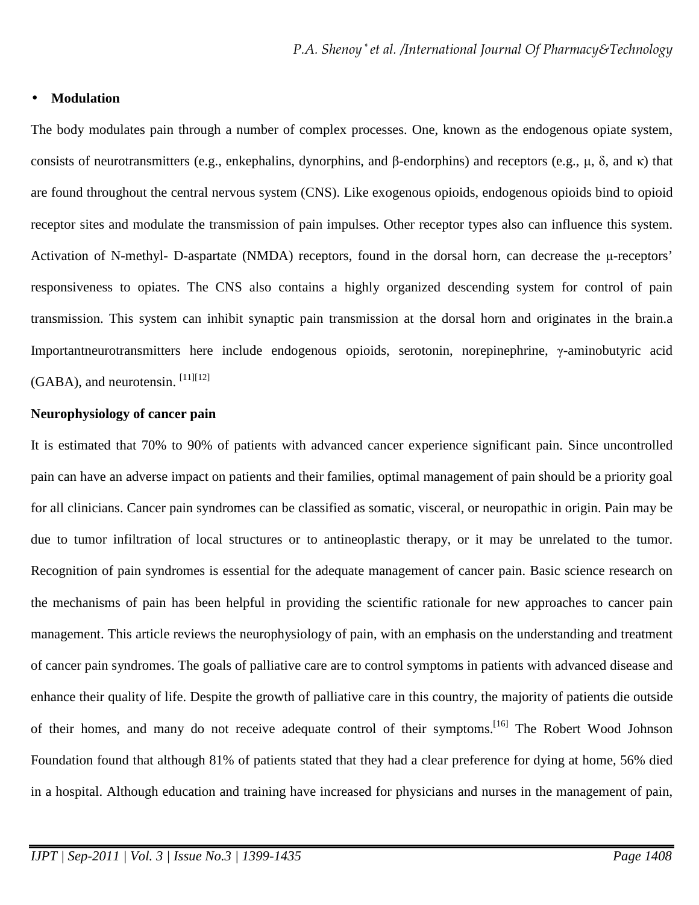- **Modulation**

The body modulates pain through a number of complex processes. One, known as the endogenous opiate system, consists of neurotransmitters (e.g., enkephalins, dynorphins, and β-endorphins) and receptors (e.g., μ, δ, and κ) that are found throughout the central nervous system (CNS). Like exogenous opioids, endogenous opioids bind to opioid receptor sites and modulate the transmission of pain impulses. Other receptor types also can influence this system. Activation of N-methyl- D-aspartate (NMDA) receptors, found in the dorsal horn, can decrease the μ-receptors' responsiveness to opiates. The CNS also contains a highly organized descending system for control of pain transmission. This system can inhibit synaptic pain transmission at the dorsal horn and originates in the brain.a Importantneurotransmitters here include endogenous opioids, serotonin, norepinephrine, γ-aminobutyric acid (GABA), and neurotensin. [11][12]

**Neurophysiology of cancer pain**

It is estimated that 70% to 90% of patients with advanced cancer experience significant pain. Since uncontrolled pain can have an adverse impact on patients and their families, optimal management of pain should be a priority goal for all clinicians. Cancer pain syndromes can be classified as somatic, visceral, or neuropathic in origin. Pain may be due to tumor infiltration of local structures or to antineoplastic therapy, or it may be unrelated to the tumor. Recognition of pain syndromes is essential for the adequate management of cancer pain. Basic science research on the mechanisms of pain has been helpful in providing the scientific rationale for new approaches to cancer pain management. This article reviews the neurophysiology of pain, with an emphasis on the understanding and treatment of cancer pain syndromes. The goals of palliative care are to control symptoms in patients with advanced disease and enhance their quality of life. Despite the growth of palliative care in this country, the majority of patients die outside of their homes, and many do not receive adequate control of their symptoms.[16] The Robert Wood Johnson Foundation found that although 81% of patients stated that they had a clear preference for dying at home, 56% died in a hospital. Although education and training have increased for physicians and nurses in the management of pain,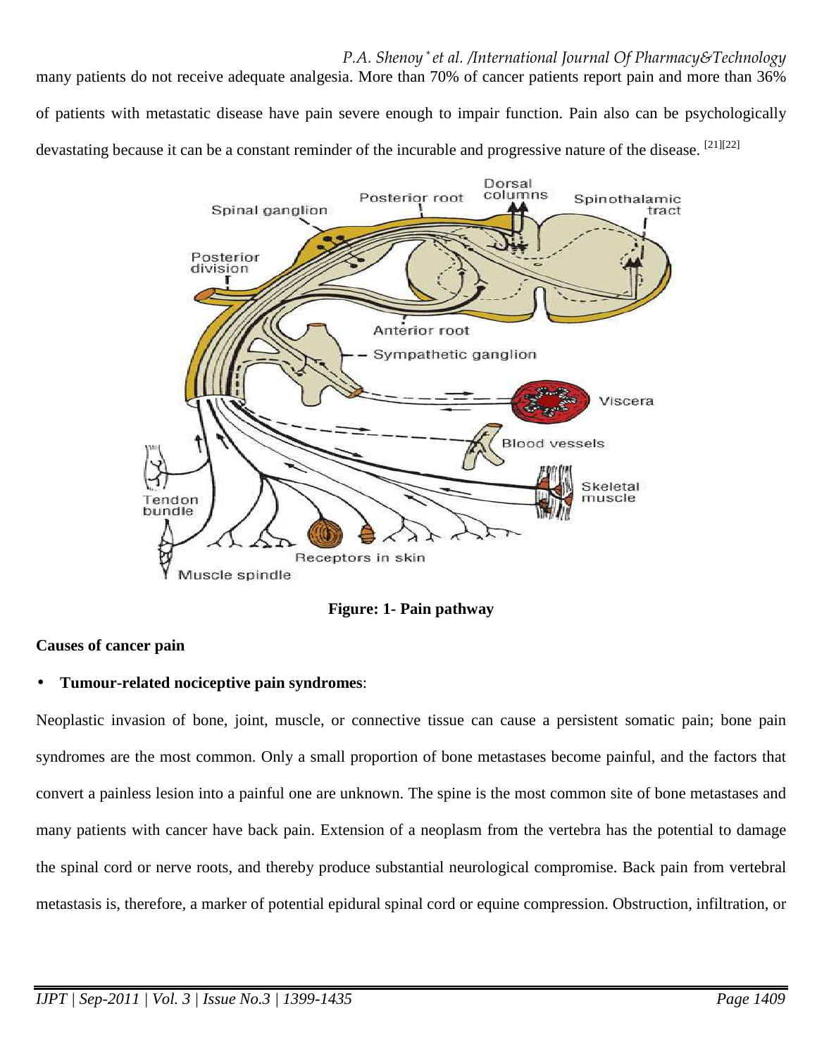many patients do not receive adequate analgesia. More than 70% of cancer patients report pain and more than 36% of patients with metastatic disease have pain severe enough to impair function. Pain also can be psychologically devastating because it can be a constant reminder of the incurable and progressive nature of the disease. [21][22]

**Figure: 1- Pain pathway**

**Causes of cancer pain**

- **Tumour-related nociceptive pain syndromes**:

Neoplastic invasion of bone, joint, muscle, or connective tissue can cause a persistent somatic pain; bone pain syndromes are the most common. Only a small proportion of bone metastases become painful, and the factors that convert a painless lesion into a painful one are unknown. The spine is the most common site of bone metastases and many patients with cancer have back pain. Extension of a neoplasm from the vertebra has the potential to damage the spinal cord or nerve roots, and thereby produce substantial neurological compromise. Back pain from vertebral metastasis is, therefore, a marker of potential epidural spinal cord or equine compression. Obstruction, infiltration, or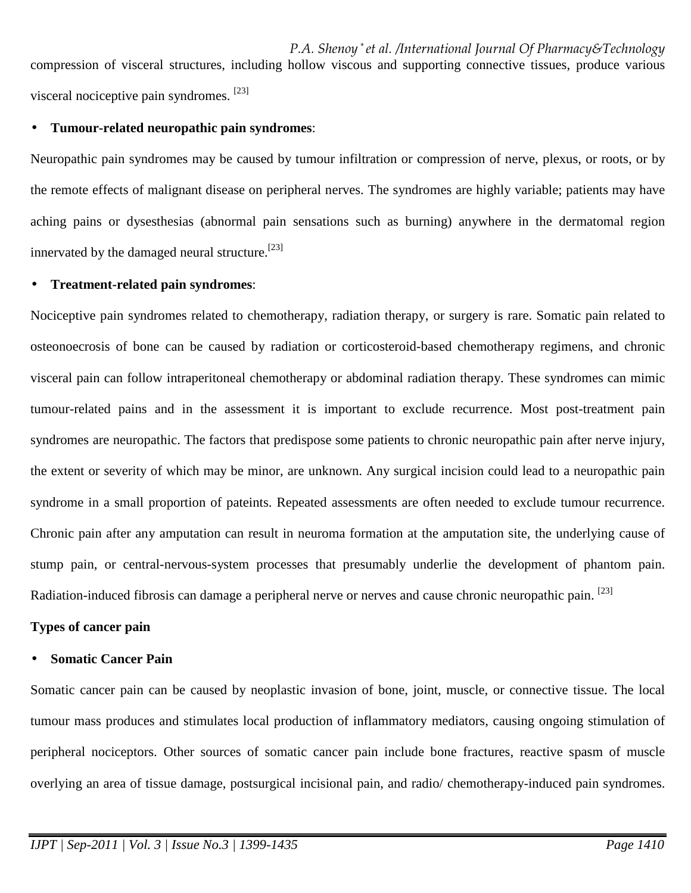compression of visceral structures, including hollow viscous and supporting connective tissues, produce various visceral nociceptive pain syndromes. [23]

- **Tumour-related neuropathic pain syndromes**:

Neuropathic pain syndromes may be caused by tumour infiltration or compression of nerve, plexus, or roots, or by the remote effects of malignant disease on peripheral nerves. The syndromes are highly variable; patients may have aching pains or dysesthesias (abnormal pain sensations such as burning) anywhere in the dermatomal region innervated by the damaged neural structure.[23]

- **Treatment-related pain syndromes**:

Nociceptive pain syndromes related to chemotherapy, radiation therapy, or surgery is rare. Somatic pain related to osteonoecrosis of bone can be caused by radiation or corticosteroid-based chemotherapy regimens, and chronic visceral pain can follow intraperitoneal chemotherapy or abdominal radiation therapy. These syndromes can mimic tumour-related pains and in the assessment it is important to exclude recurrence. Most post-treatment pain syndromes are neuropathic. The factors that predispose some patients to chronic neuropathic pain after nerve injury, the extent or severity of which may be minor, are unknown. Any surgical incision could lead to a neuropathic pain syndrome in a small proportion of pateints. Repeated assessments are often needed to exclude tumour recurrence. Chronic pain after any amputation can result in neuroma formation at the amputation site, the underlying cause of stump pain, or central-nervous-system processes that presumably underlie the development of phantom pain. Radiation-induced fibrosis can damage a peripheral nerve or nerves and cause chronic neuropathic pain. [23]

**Types of cancer pain**

- **Somatic Cancer Pain**

Somatic cancer pain can be caused by neoplastic invasion of bone, joint, muscle, or connective tissue. The local tumour mass produces and stimulates local production of inflammatory mediators, causing ongoing stimulation of peripheral nociceptors. Other sources of somatic cancer pain include bone fractures, reactive spasm of muscle overlying an area of tissue damage, postsurgical incisional pain, and radio/ chemotherapy-induced pain syndromes.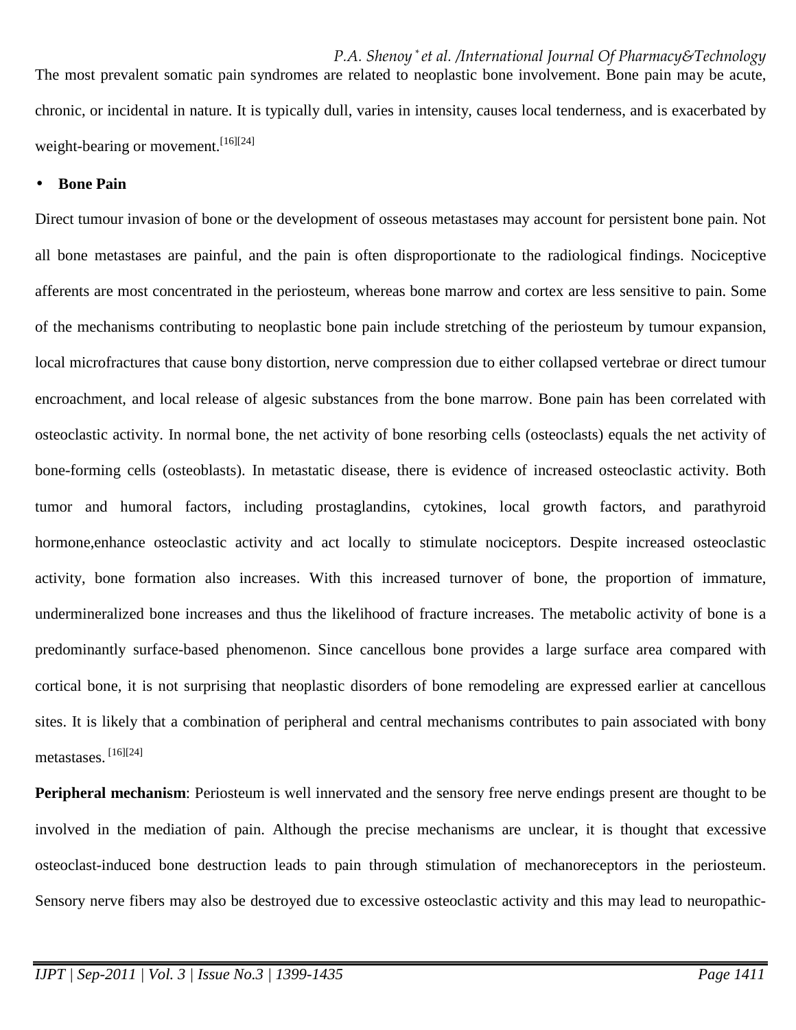The most prevalent somatic pain syndromes are related to neoplastic bone involvement. Bone pain may be acute, chronic, or incidental in nature. It is typically dull, varies in intensity, causes local tenderness, and is exacerbated by weight-bearing or movement.[16][24]

- **Bone Pain**

Direct tumour invasion of bone or the development of osseous metastases may account for persistent bone pain. Not all bone metastases are painful, and the pain is often disproportionate to the radiological findings. Nociceptive afferents are most concentrated in the periosteum, whereas bone marrow and cortex are less sensitive to pain. Some of the mechanisms contributing to neoplastic bone pain include stretching of the periosteum by tumour expansion, local microfractures that cause bony distortion, nerve compression due to either collapsed vertebrae or direct tumour encroachment, and local release of algesic substances from the bone marrow. Bone pain has been correlated with osteoclastic activity. In normal bone, the net activity of bone resorbing cells (osteoclasts) equals the net activity of bone-forming cells (osteoblasts). In metastatic disease, there is evidence of increased osteoclastic activity. Both tumor and humoral factors, including prostaglandins, cytokines, local growth factors, and parathyroid hormone,enhance osteoclastic activity and act locally to stimulate nociceptors. Despite increased osteoclastic activity, bone formation also increases. With this increased turnover of bone, the proportion of immature, undermineralized bone increases and thus the likelihood of fracture increases. The metabolic activity of bone is a predominantly surface-based phenomenon. Since cancellous bone provides a large surface area compared with cortical bone, it is not surprising that neoplastic disorders of bone remodeling are expressed earlier at cancellous sites. It is likely that a combination of peripheral and central mechanisms contributes to pain associated with bony metastases. [16][24]

**Peripheral mechanism**: Periosteum is well innervated and the sensory free nerve endings present are thought to be involved in the mediation of pain. Although the precise mechanisms are unclear, it is thought that excessive osteoclast-induced bone destruction leads to pain through stimulation of mechanoreceptors in the periosteum. Sensory nerve fibers may also be destroyed due to excessive osteoclastic activity and this may lead to neuropathic-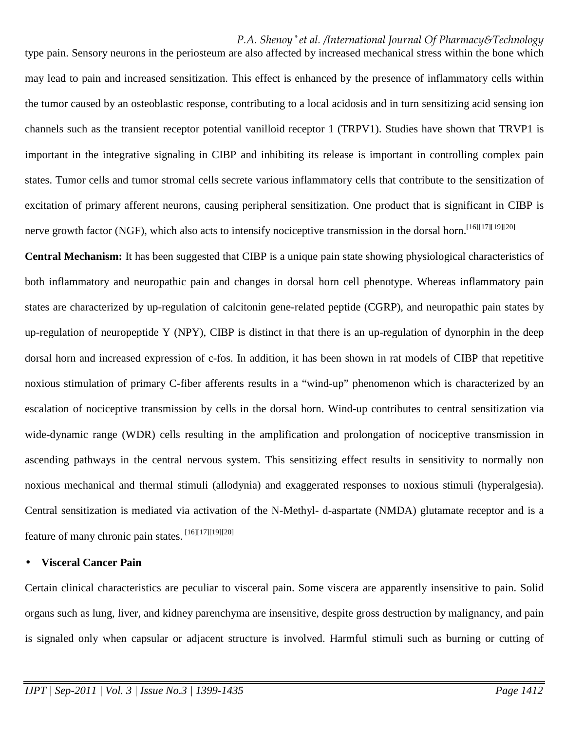type pain. Sensory neurons in the periosteum are also affected by increased mechanical stress within the bone which may lead to pain and increased sensitization. This effect is enhanced by the presence of inflammatory cells within the tumor caused by an osteoblastic response, contributing to a local acidosis and in turn sensitizing acid sensing ion channels such as the transient receptor potential vanilloid receptor 1 (TRPV1). Studies have shown that TRVP1 is important in the integrative signaling in CIBP and inhibiting its release is important in controlling complex pain states. Tumor cells and tumor stromal cells secrete various inflammatory cells that contribute to the sensitization of excitation of primary afferent neurons, causing peripheral sensitization. One product that is significant in CIBP is nerve growth factor (NGF), which also acts to intensify nociceptive transmission in the dorsal horn.[16][17][19][20]

**Central Mechanism:** It has been suggested that CIBP is a unique pain state showing physiological characteristics of both inflammatory and neuropathic pain and changes in dorsal horn cell phenotype. Whereas inflammatory pain states are characterized by up-regulation of calcitonin gene-related peptide (CGRP), and neuropathic pain states by up-regulation of neuropeptide Y (NPY), CIBP is distinct in that there is an up-regulation of dynorphin in the deep dorsal horn and increased expression of c-fos. In addition, it has been shown in rat models of CIBP that repetitive noxious stimulation of primary C-fiber afferents results in a "wind-up" phenomenon which is characterized by an escalation of nociceptive transmission by cells in the dorsal horn. Wind-up contributes to central sensitization via wide-dynamic range (WDR) cells resulting in the amplification and prolongation of nociceptive transmission in ascending pathways in the central nervous system. This sensitizing effect results in sensitivity to normally non noxious mechanical and thermal stimuli (allodynia) and exaggerated responses to noxious stimuli (hyperalgesia). Central sensitization is mediated via activation of the N-Methyl- d-aspartate (NMDA) glutamate receptor and is a feature of many chronic pain states. [16][17][19][20]

- **Visceral Cancer Pain**

Certain clinical characteristics are peculiar to visceral pain. Some viscera are apparently insensitive to pain. Solid organs such as lung, liver, and kidney parenchyma are insensitive, despite gross destruction by malignancy, and pain is signaled only when capsular or adjacent structure is involved. Harmful stimuli such as burning or cutting of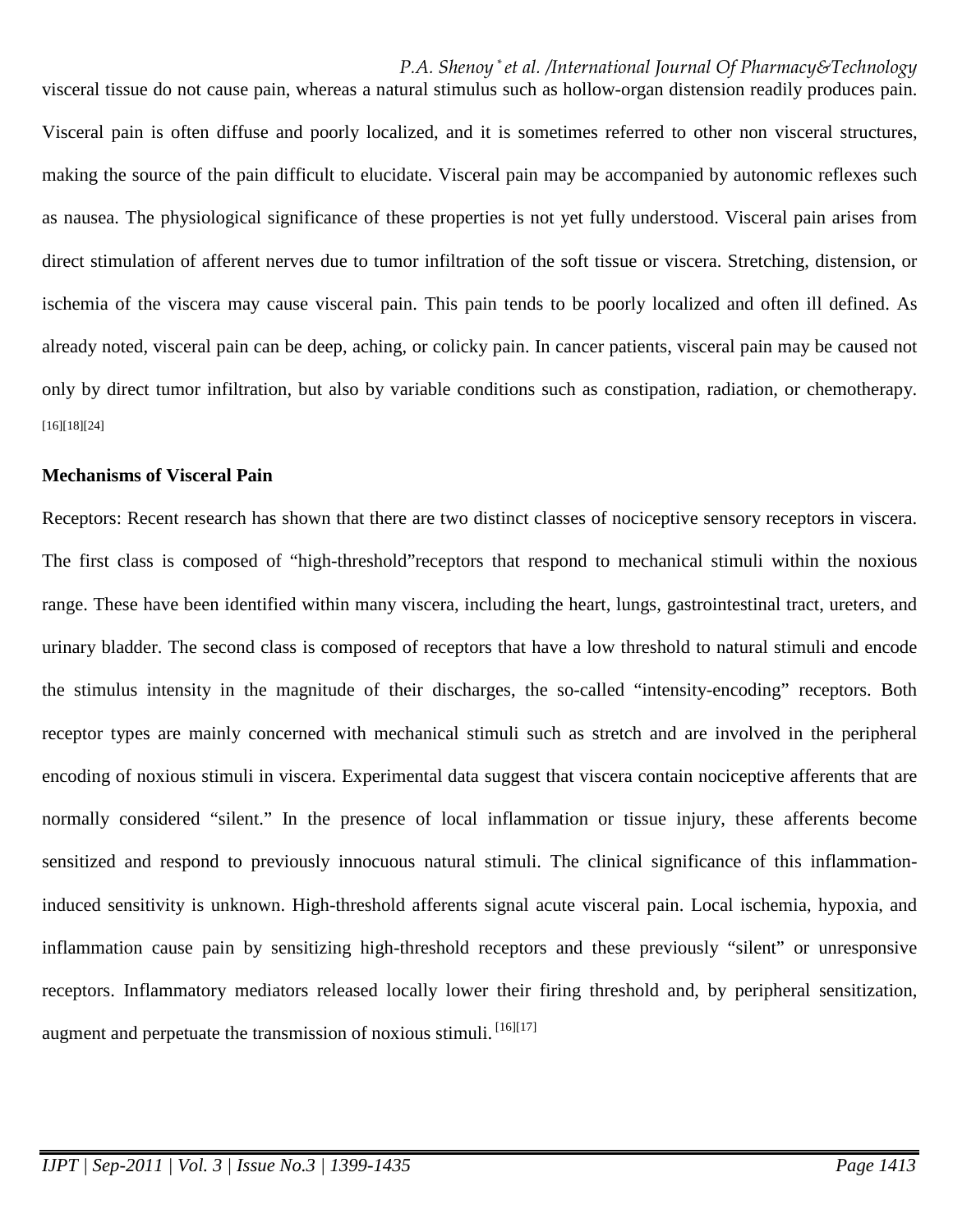visceral tissue do not cause pain, whereas a natural stimulus such as hollow-organ distension readily produces pain. Visceral pain is often diffuse and poorly localized, and it is sometimes referred to other non visceral structures, making the source of the pain difficult to elucidate. Visceral pain may be accompanied by autonomic reflexes such as nausea. The physiological significance of these properties is not yet fully understood. Visceral pain arises from direct stimulation of afferent nerves due to tumor infiltration of the soft tissue or viscera. Stretching, distension, or ischemia of the viscera may cause visceral pain. This pain tends to be poorly localized and often ill defined. As already noted, visceral pain can be deep, aching, or colicky pain. In cancer patients, visceral pain may be caused not only by direct tumor infiltration, but also by variable conditions such as constipation, radiation, or chemotherapy. [16][18][24]

**Mechanisms of Visceral Pain**

Receptors: Recent research has shown that there are two distinct classes of nociceptive sensory receptors in viscera. The first class is composed of "high-threshold"receptors that respond to mechanical stimuli within the noxious range. These have been identified within many viscera, including the heart, lungs, gastrointestinal tract, ureters, and urinary bladder. The second class is composed of receptors that have a low threshold to natural stimuli and encode the stimulus intensity in the magnitude of their discharges, the so-called "intensity-encoding" receptors. Both receptor types are mainly concerned with mechanical stimuli such as stretch and are involved in the peripheral encoding of noxious stimuli in viscera. Experimental data suggest that viscera contain nociceptive afferents that are normally considered "silent." In the presence of local inflammation or tissue injury, these afferents become sensitized and respond to previously innocuous natural stimuli. The clinical significance of this inflammation-induced sensitivity is unknown. High-threshold afferents signal acute visceral pain. Local ischemia, hypoxia, and inflammation cause pain by sensitizing high-threshold receptors and these previously "silent" or unresponsive receptors. Inflammatory mediators released locally lower their firing threshold and, by peripheral sensitization, augment and perpetuate the transmission of noxious stimuli. [16][17]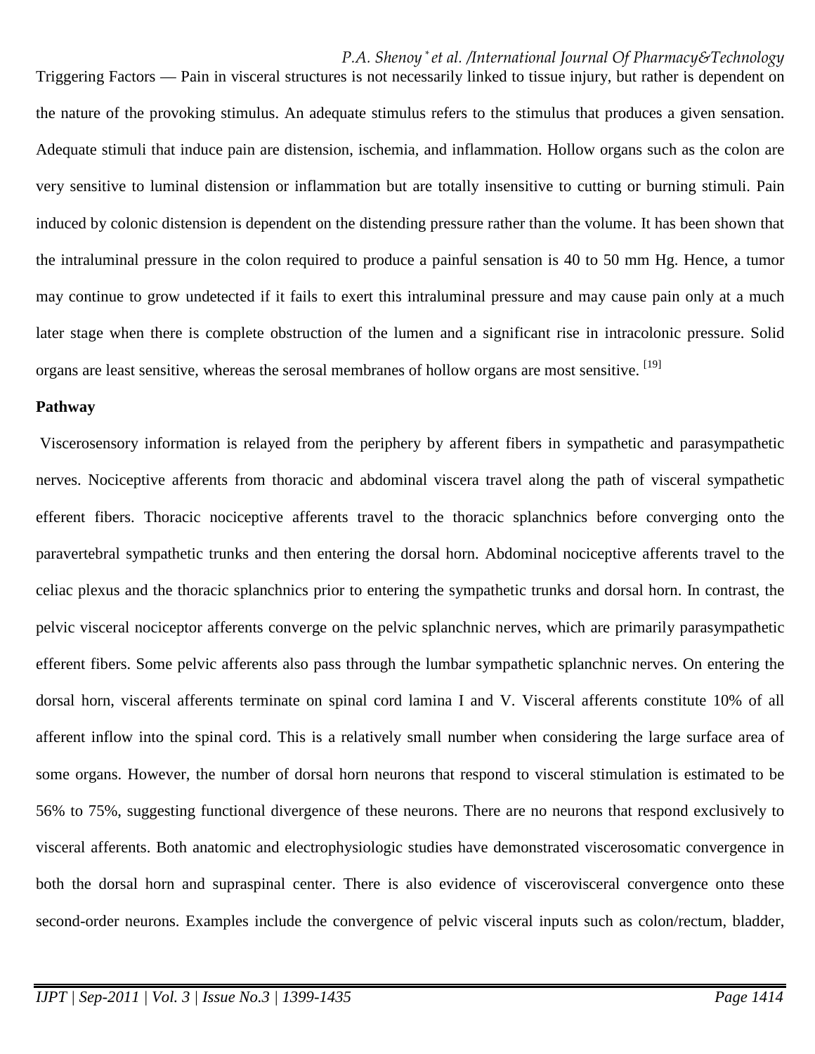Triggering Factors — Pain in visceral structures is not necessarily linked to tissue injury, but rather is dependent on the nature of the provoking stimulus. An adequate stimulus refers to the stimulus that produces a given sensation. Adequate stimuli that induce pain are distension, ischemia, and inflammation. Hollow organs such as the colon are very sensitive to luminal distension or inflammation but are totally insensitive to cutting or burning stimuli. Pain induced by colonic distension is dependent on the distending pressure rather than the volume. It has been shown that the intraluminal pressure in the colon required to produce a painful sensation is 40 to 50 mm Hg. Hence, a tumor may continue to grow undetected if it fails to exert this intraluminal pressure and may cause pain only at a much later stage when there is complete obstruction of the lumen and a significant rise in intracolonic pressure. Solid organs are least sensitive, whereas the serosal membranes of hollow organs are most sensitive. [19]

**Pathway**

Viscerosensory information is relayed from the periphery by afferent fibers in sympathetic and parasympathetic nerves. Nociceptive afferents from thoracic and abdominal viscera travel along the path of visceral sympathetic efferent fibers. Thoracic nociceptive afferents travel to the thoracic splanchnics before converging onto the paravertebral sympathetic trunks and then entering the dorsal horn. Abdominal nociceptive afferents travel to the celiac plexus and the thoracic splanchnics prior to entering the sympathetic trunks and dorsal horn. In contrast, the pelvic visceral nociceptor afferents converge on the pelvic splanchnic nerves, which are primarily parasympathetic efferent fibers. Some pelvic afferents also pass through the lumbar sympathetic splanchnic nerves. On entering the dorsal horn, visceral afferents terminate on spinal cord lamina I and V. Visceral afferents constitute 10% of all afferent inflow into the spinal cord. This is a relatively small number when considering the large surface area of some organs. However, the number of dorsal horn neurons that respond to visceral stimulation is estimated to be 56% to 75%, suggesting functional divergence of these neurons. There are no neurons that respond exclusively to visceral afferents. Both anatomic and electrophysiologic studies have demonstrated viscerosomatic convergence in both the dorsal horn and supraspinal center. There is also evidence of viscerovisceral convergence onto these second-order neurons. Examples include the convergence of pelvic visceral inputs such as colon/rectum, bladder,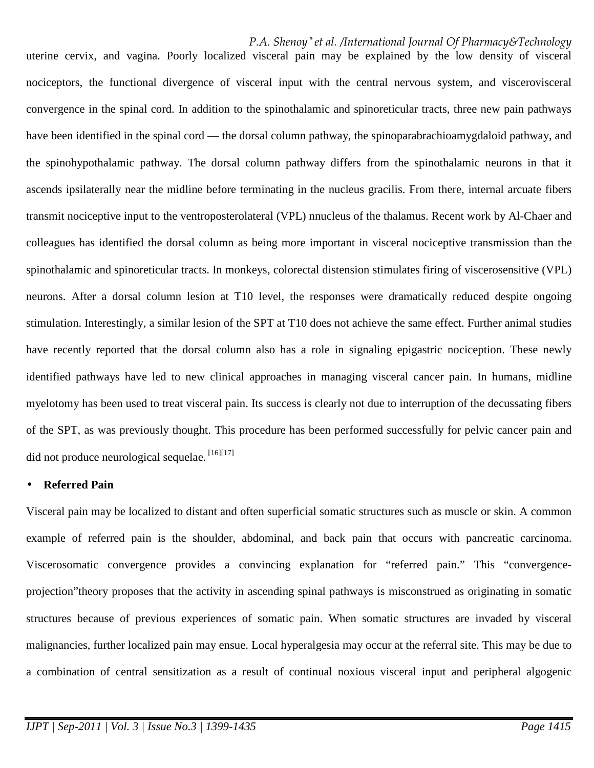uterine cervix, and vagina. Poorly localized visceral pain may be explained by the low density of visceral nociceptors, the functional divergence of visceral input with the central nervous system, and viscerovisceral convergence in the spinal cord. In addition to the spinothalamic and spinoreticular tracts, three new pain pathways have been identified in the spinal cord — the dorsal column pathway, the spinoparabrachioamygdaloid pathway, and the spinohypothalamic pathway. The dorsal column pathway differs from the spinothalamic neurons in that it ascends ipsilaterally near the midline before terminating in the nucleus gracilis. From there, internal arcuate fibers transmit nociceptive input to the ventroposterolateral (VPL) nnucleus of the thalamus. Recent work by Al-Chaer and colleagues has identified the dorsal column as being more important in visceral nociceptive transmission than the spinothalamic and spinoreticular tracts. In monkeys, colorectal distension stimulates firing of viscerosensitive (VPL) neurons. After a dorsal column lesion at T10 level, the responses were dramatically reduced despite ongoing stimulation. Interestingly, a similar lesion of the SPT at T10 does not achieve the same effect. Further animal studies have recently reported that the dorsal column also has a role in signaling epigastric nociception. These newly identified pathways have led to new clinical approaches in managing visceral cancer pain. In humans, midline myelotomy has been used to treat visceral pain. Its success is clearly not due to interruption of the decussating fibers of the SPT, as was previously thought. This procedure has been performed successfully for pelvic cancer pain and did not produce neurological sequelae. [16][17]

- **Referred Pain**

Visceral pain may be localized to distant and often superficial somatic structures such as muscle or skin. A common example of referred pain is the shoulder, abdominal, and back pain that occurs with pancreatic carcinoma. Viscerosomatic convergence provides a convincing explanation for "referred pain." This "convergence-projection"theory proposes that the activity in ascending spinal pathways is misconstrued as originating in somatic structures because of previous experiences of somatic pain. When somatic structures are invaded by visceral malignancies, further localized pain may ensue. Local hyperalgesia may occur at the referral site. This may be due to a combination of central sensitization as a result of continual noxious visceral input and peripheral algogenic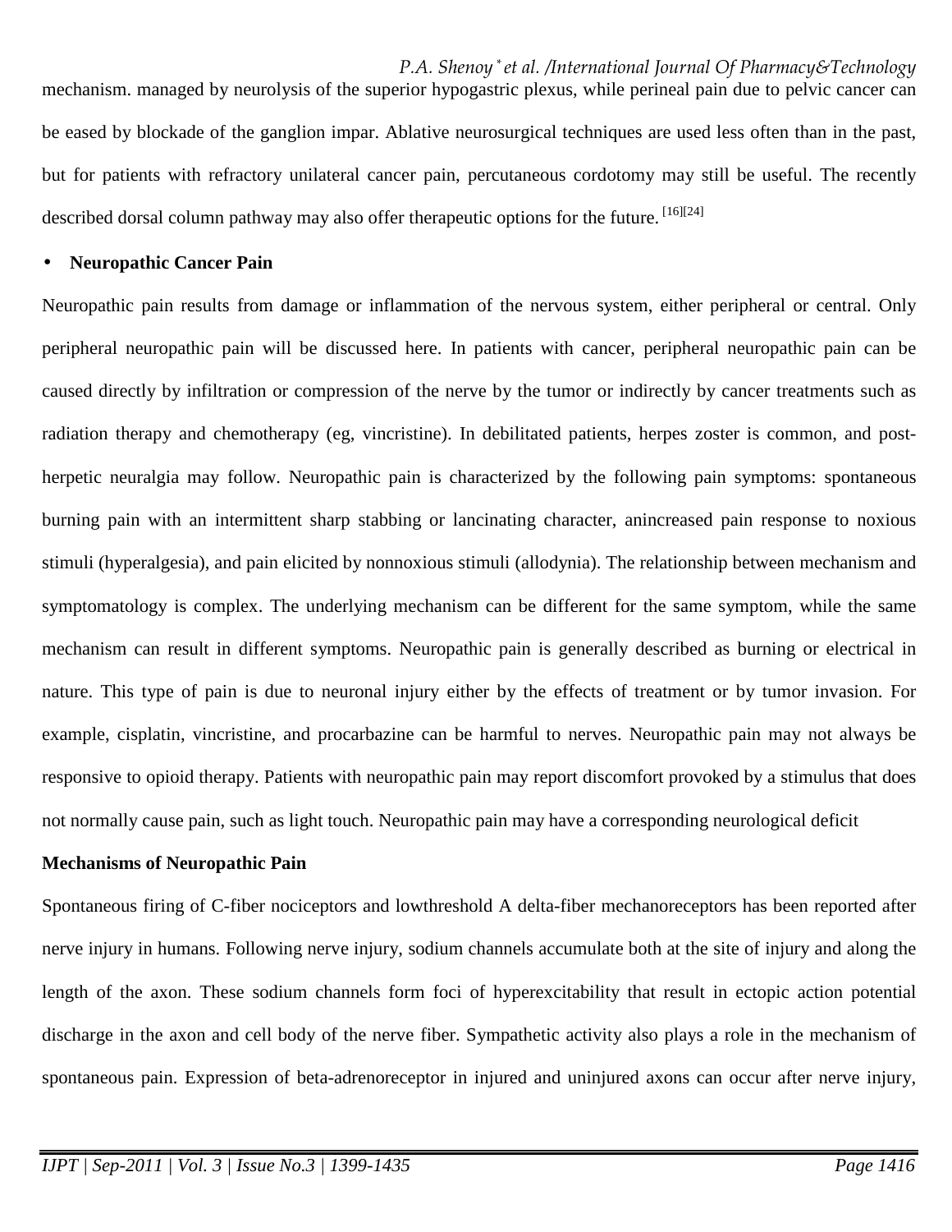mechanism. managed by neurolysis of the superior hypogastric plexus, while perineal pain due to pelvic cancer can be eased by blockade of the ganglion impar. Ablative neurosurgical techniques are used less often than in the past, but for patients with refractory unilateral cancer pain, percutaneous cordotomy may still be useful. The recently described dorsal column pathway may also offer therapeutic options for the future. [16][24]

- **Neuropathic Cancer Pain**

Neuropathic pain results from damage or inflammation of the nervous system, either peripheral or central. Only peripheral neuropathic pain will be discussed here. In patients with cancer, peripheral neuropathic pain can be caused directly by infiltration or compression of the nerve by the tumor or indirectly by cancer treatments such as radiation therapy and chemotherapy (eg, vincristine). In debilitated patients, herpes zoster is common, and post-herpetic neuralgia may follow. Neuropathic pain is characterized by the following pain symptoms: spontaneous burning pain with an intermittent sharp stabbing or lancinating character, anincreased pain response to noxious stimuli (hyperalgesia), and pain elicited by nonnoxious stimuli (allodynia). The relationship between mechanism and symptomatology is complex. The underlying mechanism can be different for the same symptom, while the same mechanism can result in different symptoms. Neuropathic pain is generally described as burning or electrical in nature. This type of pain is due to neuronal injury either by the effects of treatment or by tumor invasion. For example, cisplatin, vincristine, and procarbazine can be harmful to nerves. Neuropathic pain may not always be responsive to opioid therapy. Patients with neuropathic pain may report discomfort provoked by a stimulus that does not normally cause pain, such as light touch. Neuropathic pain may have a corresponding neurological deficit

**Mechanisms of Neuropathic Pain**

Spontaneous firing of C-fiber nociceptors and lowthreshold A delta-fiber mechanoreceptors has been reported after nerve injury in humans. Following nerve injury, sodium channels accumulate both at the site of injury and along the length of the axon. These sodium channels form foci of hyperexcitability that result in ectopic action potential discharge in the axon and cell body of the nerve fiber. Sympathetic activity also plays a role in the mechanism of spontaneous pain. Expression of beta-adrenoreceptor in injured and uninjured axons can occur after nerve injury,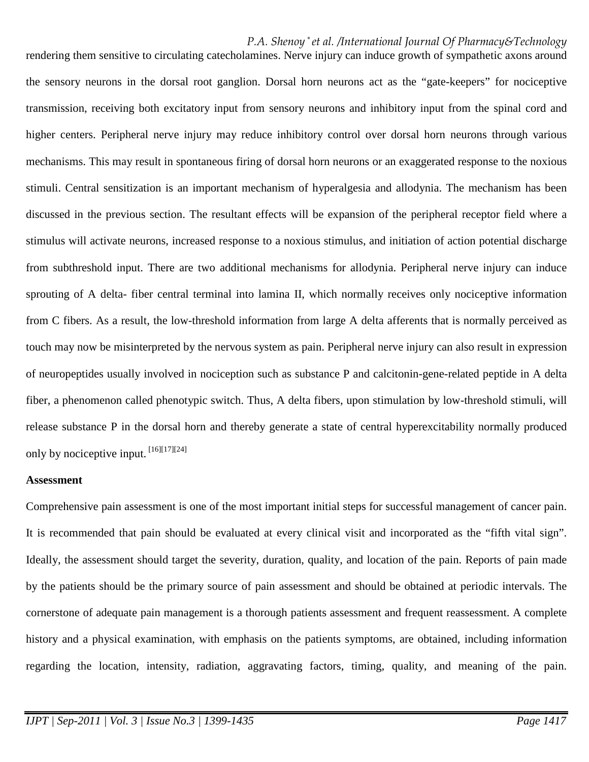rendering them sensitive to circulating catecholamines. Nerve injury can induce growth of sympathetic axons around the sensory neurons in the dorsal root ganglion. Dorsal horn neurons act as the "gate-keepers" for nociceptive transmission, receiving both excitatory input from sensory neurons and inhibitory input from the spinal cord and higher centers. Peripheral nerve injury may reduce inhibitory control over dorsal horn neurons through various mechanisms. This may result in spontaneous firing of dorsal horn neurons or an exaggerated response to the noxious stimuli. Central sensitization is an important mechanism of hyperalgesia and allodynia. The mechanism has been discussed in the previous section. The resultant effects will be expansion of the peripheral receptor field where a stimulus will activate neurons, increased response to a noxious stimulus, and initiation of action potential discharge from subthreshold input. There are two additional mechanisms for allodynia. Peripheral nerve injury can induce sprouting of A delta- fiber central terminal into lamina II, which normally receives only nociceptive information from C fibers. As a result, the low-threshold information from large A delta afferents that is normally perceived as touch may now be misinterpreted by the nervous system as pain. Peripheral nerve injury can also result in expression of neuropeptides usually involved in nociception such as substance P and calcitonin-gene-related peptide in A delta fiber, a phenomenon called phenotypic switch. Thus, A delta fibers, upon stimulation by low-threshold stimuli, will release substance P in the dorsal horn and thereby generate a state of central hyperexcitability normally produced only by nociceptive input. [16][17][24]

**Assessment**

Comprehensive pain assessment is one of the most important initial steps for successful management of cancer pain. It is recommended that pain should be evaluated at every clinical visit and incorporated as the "fifth vital sign". Ideally, the assessment should target the severity, duration, quality, and location of the pain. Reports of pain made by the patients should be the primary source of pain assessment and should be obtained at periodic intervals. The cornerstone of adequate pain management is a thorough patients assessment and frequent reassessment. A complete history and a physical examination, with emphasis on the patients symptoms, are obtained, including information regarding the location, intensity, radiation, aggravating factors, timing, quality, and meaning of the pain.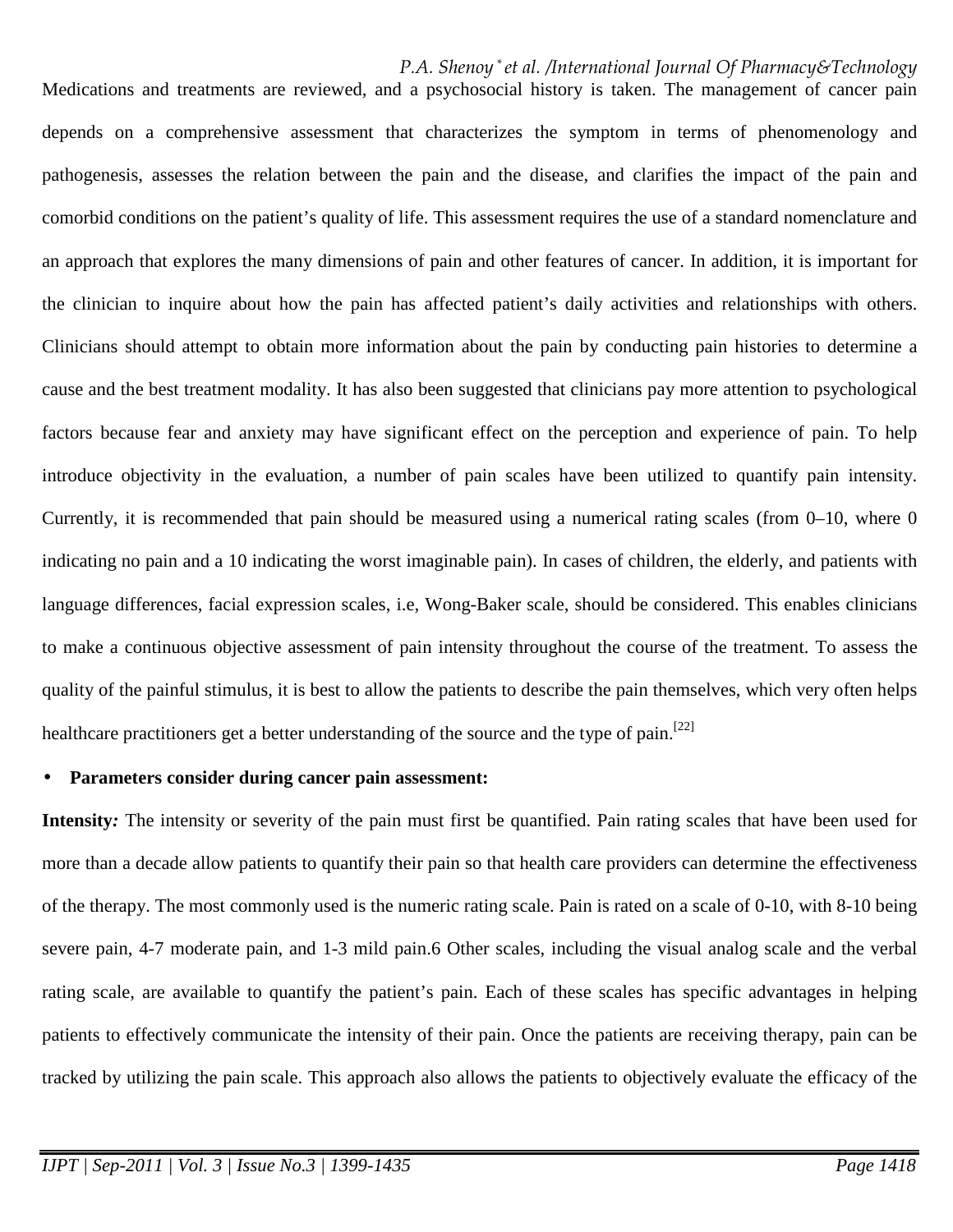Medications and treatments are reviewed, and a psychosocial history is taken. The management of cancer pain depends on a comprehensive assessment that characterizes the symptom in terms of phenomenology and pathogenesis, assesses the relation between the pain and the disease, and clarifies the impact of the pain and comorbid conditions on the patient's quality of life. This assessment requires the use of a standard nomenclature and an approach that explores the many dimensions of pain and other features of cancer. In addition, it is important for the clinician to inquire about how the pain has affected patient's daily activities and relationships with others. Clinicians should attempt to obtain more information about the pain by conducting pain histories to determine a cause and the best treatment modality. It has also been suggested that clinicians pay more attention to psychological factors because fear and anxiety may have significant effect on the perception and experience of pain. To help introduce objectivity in the evaluation, a number of pain scales have been utilized to quantify pain intensity. Currently, it is recommended that pain should be measured using a numerical rating scales (from 0–10, where 0 indicating no pain and a 10 indicating the worst imaginable pain). In cases of children, the elderly, and patients with language differences, facial expression scales, i.e, Wong-Baker scale, should be considered. This enables clinicians to make a continuous objective assessment of pain intensity throughout the course of the treatment. To assess the quality of the painful stimulus, it is best to allow the patients to describe the pain themselves, which very often helps healthcare practitioners get a better understanding of the source and the type of pain.[22]

- **Parameters consider during cancer pain assessment:**

**Intensity*:*** The intensity or severity of the pain must first be quantified. Pain rating scales that have been used for more than a decade allow patients to quantify their pain so that health care providers can determine the effectiveness of the therapy. The most commonly used is the numeric rating scale. Pain is rated on a scale of 0-10, with 8-10 being severe pain, 4-7 moderate pain, and 1-3 mild pain.6 Other scales, including the visual analog scale and the verbal rating scale, are available to quantify the patient's pain. Each of these scales has specific advantages in helping patients to effectively communicate the intensity of their pain. Once the patients are receiving therapy, pain can be tracked by utilizing the pain scale. This approach also allows the patients to objectively evaluate the efficacy of the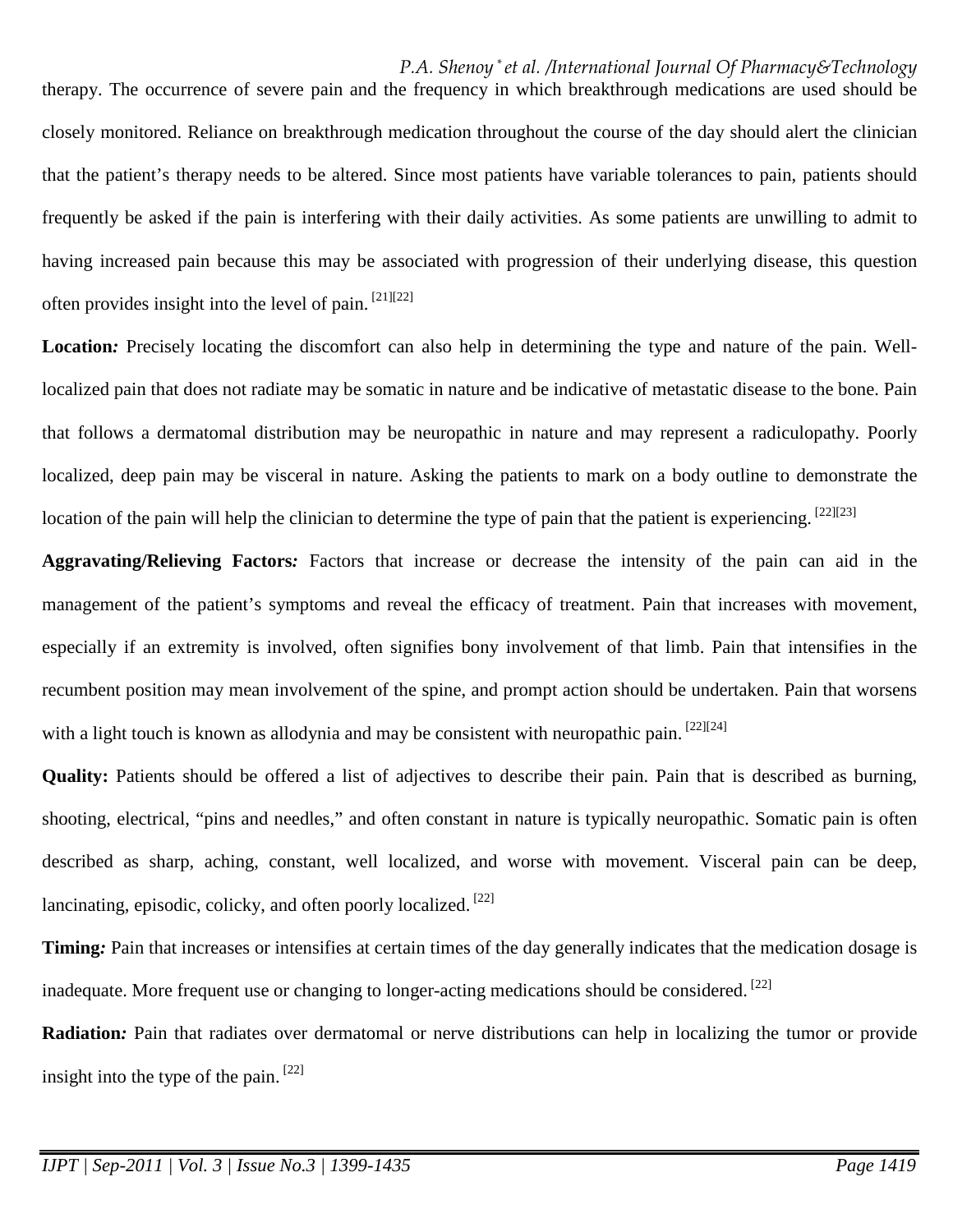therapy. The occurrence of severe pain and the frequency in which breakthrough medications are used should be closely monitored. Reliance on breakthrough medication throughout the course of the day should alert the clinician that the patient's therapy needs to be altered. Since most patients have variable tolerances to pain, patients should frequently be asked if the pain is interfering with their daily activities. As some patients are unwilling to admit to having increased pain because this may be associated with progression of their underlying disease, this question often provides insight into the level of pain. [21][22]

**Location*:*** Precisely locating the discomfort can also help in determining the type and nature of the pain. Well-localized pain that does not radiate may be somatic in nature and be indicative of metastatic disease to the bone. Pain that follows a dermatomal distribution may be neuropathic in nature and may represent a radiculopathy. Poorly localized, deep pain may be visceral in nature. Asking the patients to mark on a body outline to demonstrate the location of the pain will help the clinician to determine the type of pain that the patient is experiencing. [22][23]

**Aggravating/Relieving Factors*:*** Factors that increase or decrease the intensity of the pain can aid in the management of the patient's symptoms and reveal the efficacy of treatment. Pain that increases with movement, especially if an extremity is involved, often signifies bony involvement of that limb. Pain that intensifies in the recumbent position may mean involvement of the spine, and prompt action should be undertaken. Pain that worsens with a light touch is known as allodynia and may be consistent with neuropathic pain. [22][24]

**Quality:** Patients should be offered a list of adjectives to describe their pain. Pain that is described as burning, shooting, electrical, "pins and needles," and often constant in nature is typically neuropathic. Somatic pain is often described as sharp, aching, constant, well localized, and worse with movement. Visceral pain can be deep, lancinating, episodic, colicky, and often poorly localized. [22]

**Timing*:*** Pain that increases or intensifies at certain times of the day generally indicates that the medication dosage is inadequate. More frequent use or changing to longer-acting medications should be considered. [22]

**Radiation*:*** Pain that radiates over dermatomal or nerve distributions can help in localizing the tumor or provide insight into the type of the pain. [22]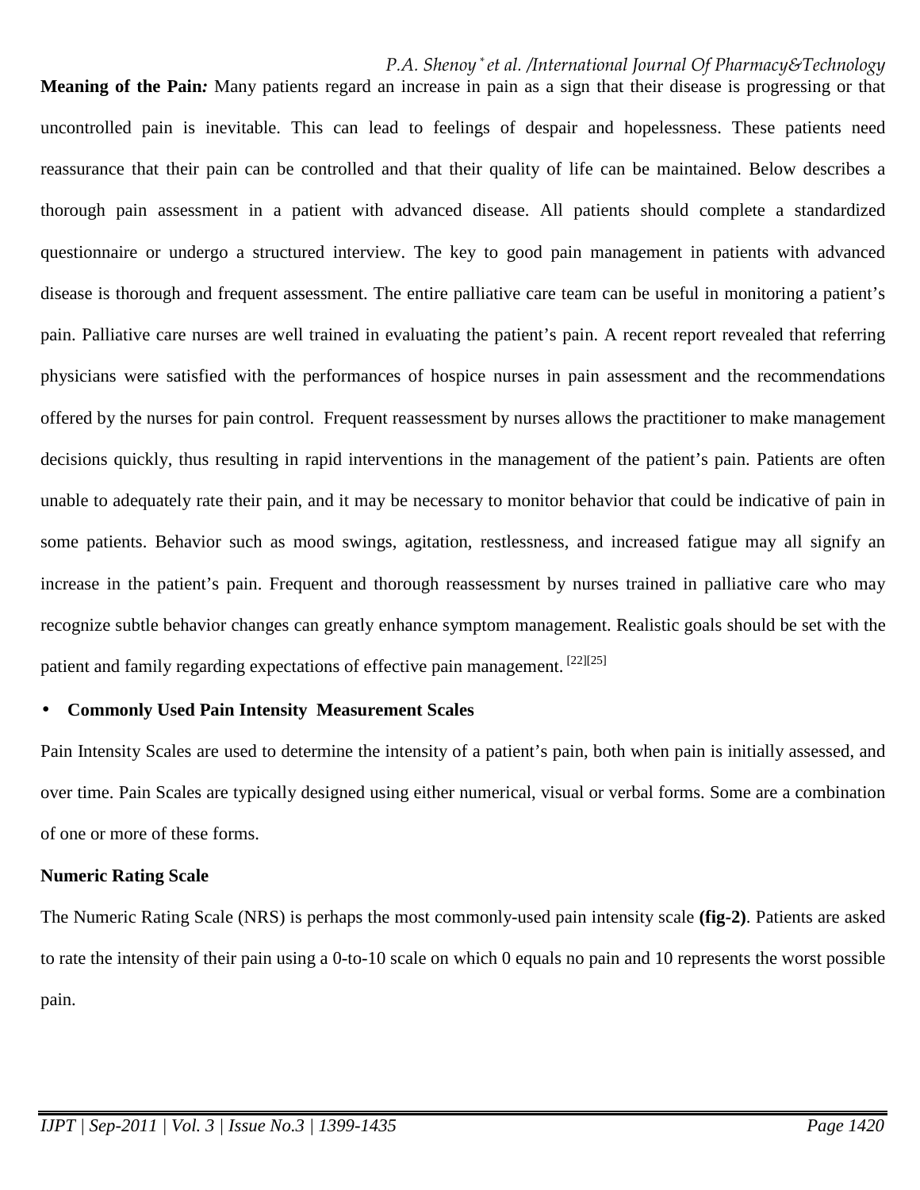**Meaning of the Pain*:*** Many patients regard an increase in pain as a sign that their disease is progressing or that uncontrolled pain is inevitable. This can lead to feelings of despair and hopelessness. These patients need reassurance that their pain can be controlled and that their quality of life can be maintained. Below describes a thorough pain assessment in a patient with advanced disease. All patients should complete a standardized questionnaire or undergo a structured interview. The key to good pain management in patients with advanced disease is thorough and frequent assessment. The entire palliative care team can be useful in monitoring a patient's pain. Palliative care nurses are well trained in evaluating the patient's pain. A recent report revealed that referring physicians were satisfied with the performances of hospice nurses in pain assessment and the recommendations offered by the nurses for pain control. Frequent reassessment by nurses allows the practitioner to make management decisions quickly, thus resulting in rapid interventions in the management of the patient's pain. Patients are often unable to adequately rate their pain, and it may be necessary to monitor behavior that could be indicative of pain in some patients. Behavior such as mood swings, agitation, restlessness, and increased fatigue may all signify an increase in the patient's pain. Frequent and thorough reassessment by nurses trained in palliative care who may recognize subtle behavior changes can greatly enhance symptom management. Realistic goals should be set with the patient and family regarding expectations of effective pain management. [22][25]

- **Commonly Used Pain Intensity Measurement Scales**

Pain Intensity Scales are used to determine the intensity of a patient's pain, both when pain is initially assessed, and over time. Pain Scales are typically designed using either numerical, visual or verbal forms. Some are a combination of one or more of these forms.

**Numeric Rating Scale**

The Numeric Rating Scale (NRS) is perhaps the most commonly-used pain intensity scale **(fig-2)**. Patients are asked to rate the intensity of their pain using a 0-to-10 scale on which 0 equals no pain and 10 represents the worst possible pain.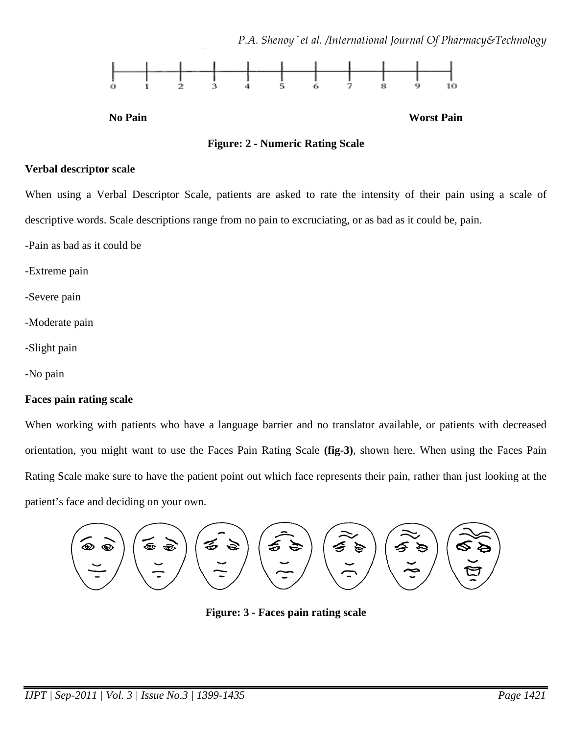0 1 2 3 4 5 6 7 8 9 10

**No Pain** **Worst Pain**

**Figure: 2 - Numeric Rating Scale**

**Verbal descriptor scale**

When using a Verbal Descriptor Scale, patients are asked to rate the intensity of their pain using a scale of descriptive words. Scale descriptions range from no pain to excruciating, or as bad as it could be, pain.

-Pain as bad as it could be

-Extreme pain

-Severe pain

-Moderate pain

-Slight pain

-No pain

**Faces pain rating scale**

When working with patients who have a language barrier and no translator available, or patients with decreased orientation, you might want to use the Faces Pain Rating Scale **(fig-3)**, shown here. When using the Faces Pain Rating Scale make sure to have the patient point out which face represents their pain, rather than just looking at the patient's face and deciding on your own.

**Figure: 3 - Faces pain rating scale**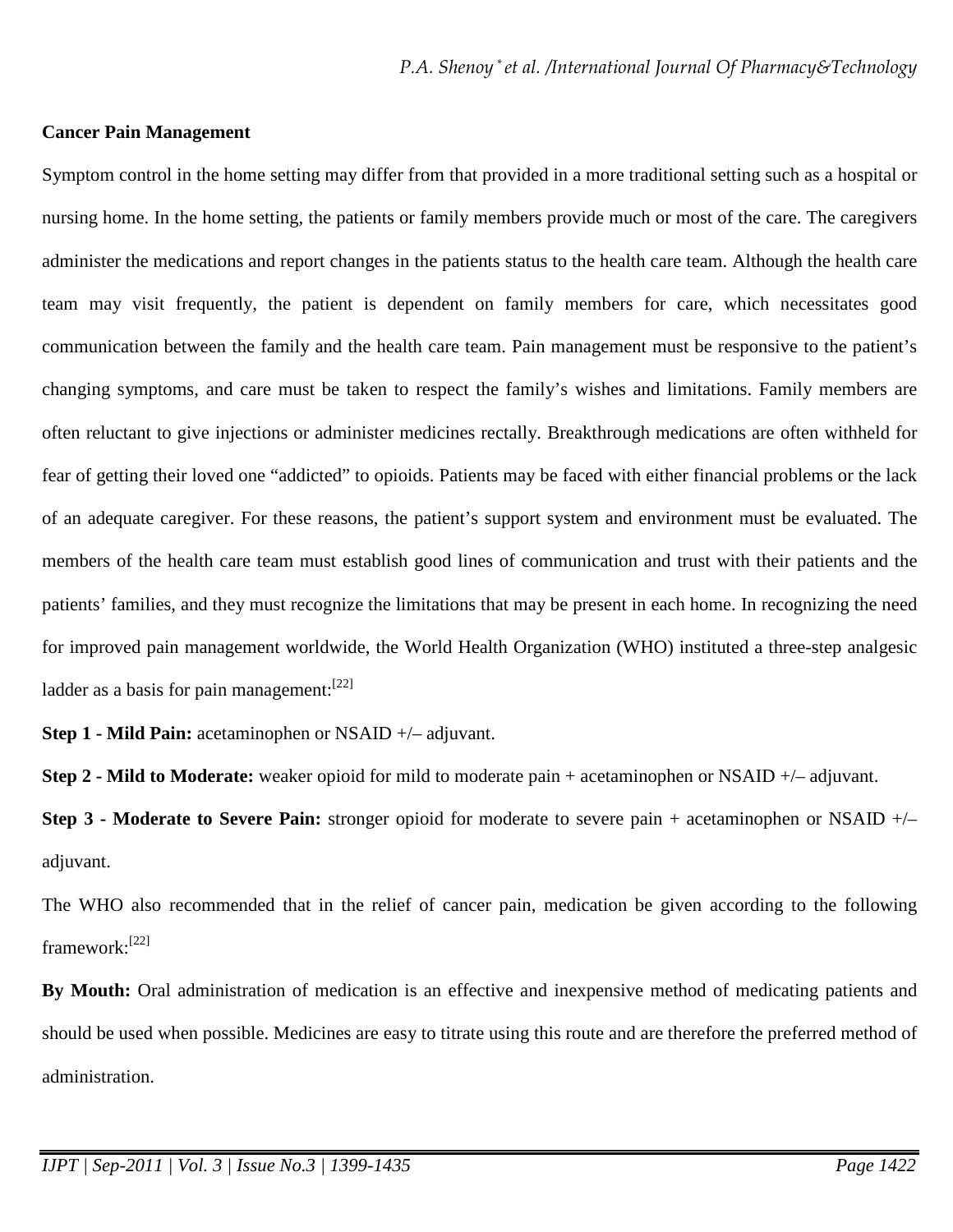**Cancer Pain Management**

Symptom control in the home setting may differ from that provided in a more traditional setting such as a hospital or nursing home. In the home setting, the patients or family members provide much or most of the care. The caregivers administer the medications and report changes in the patients status to the health care team. Although the health care team may visit frequently, the patient is dependent on family members for care, which necessitates good communication between the family and the health care team. Pain management must be responsive to the patient's changing symptoms, and care must be taken to respect the family's wishes and limitations. Family members are often reluctant to give injections or administer medicines rectally. Breakthrough medications are often withheld for fear of getting their loved one "addicted" to opioids. Patients may be faced with either financial problems or the lack of an adequate caregiver. For these reasons, the patient's support system and environment must be evaluated. The members of the health care team must establish good lines of communication and trust with their patients and the patients' families, and they must recognize the limitations that may be present in each home. In recognizing the need for improved pain management worldwide, the World Health Organization (WHO) instituted a three-step analgesic ladder as a basis for pain management:[22]

**Step 1 - Mild Pain:** acetaminophen or NSAID +/– adjuvant.

**Step 2 - Mild to Moderate:** weaker opioid for mild to moderate pain + acetaminophen or NSAID +/– adjuvant.

**Step 3 - Moderate to Severe Pain:** stronger opioid for moderate to severe pain + acetaminophen or NSAID +/– adjuvant.

The WHO also recommended that in the relief of cancer pain, medication be given according to the following framework:[22]

**By Mouth:** Oral administration of medication is an effective and inexpensive method of medicating patients and should be used when possible. Medicines are easy to titrate using this route and are therefore the preferred method of administration.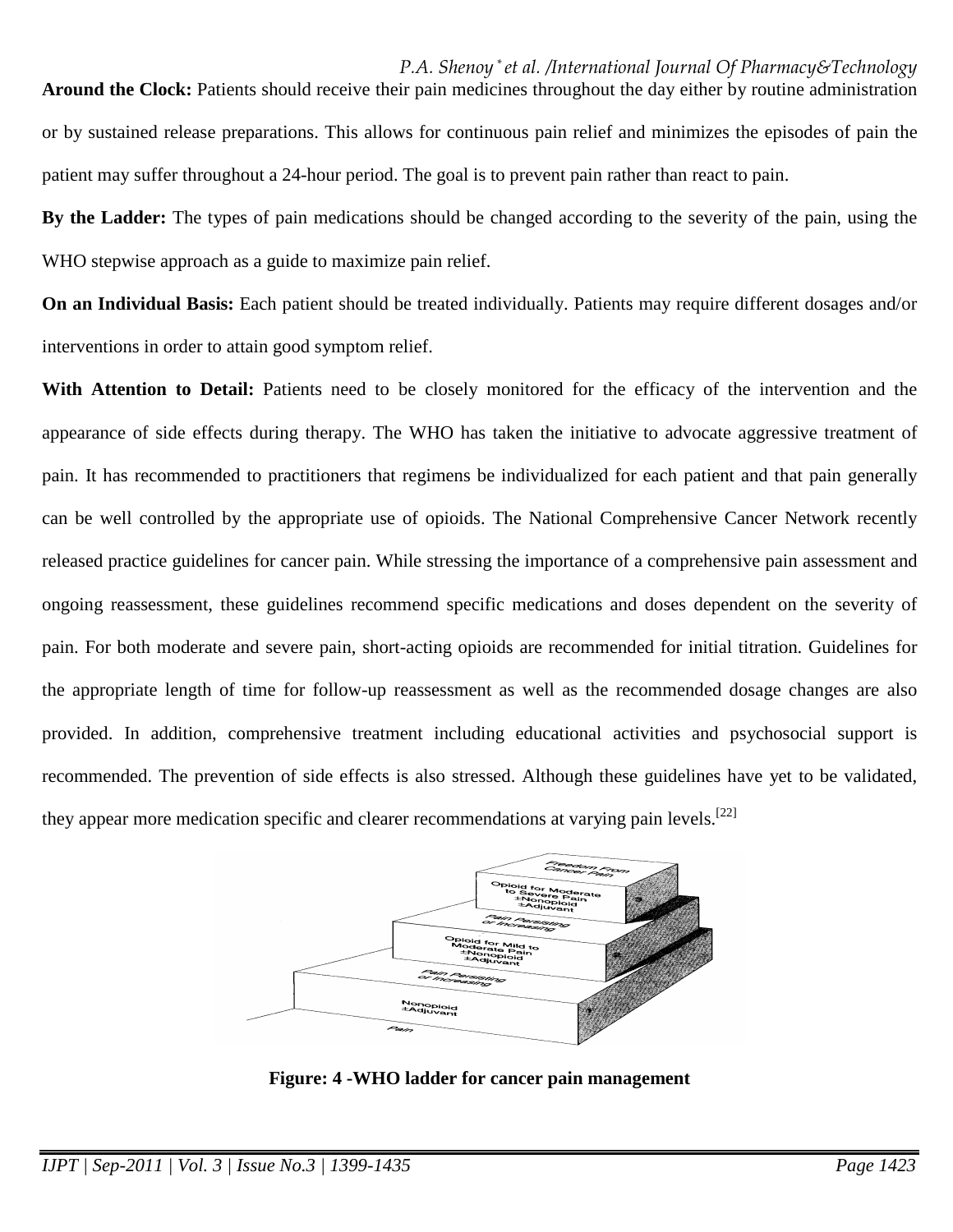**Around the Clock:** Patients should receive their pain medicines throughout the day either by routine administration or by sustained release preparations. This allows for continuous pain relief and minimizes the episodes of pain the patient may suffer throughout a 24-hour period. The goal is to prevent pain rather than react to pain.

**By the Ladder:** The types of pain medications should be changed according to the severity of the pain, using the WHO stepwise approach as a guide to maximize pain relief.

**On an Individual Basis:** Each patient should be treated individually. Patients may require different dosages and/or interventions in order to attain good symptom relief.

**With Attention to Detail:** Patients need to be closely monitored for the efficacy of the intervention and the appearance of side effects during therapy. The WHO has taken the initiative to advocate aggressive treatment of pain. It has recommended to practitioners that regimens be individualized for each patient and that pain generally can be well controlled by the appropriate use of opioids. The National Comprehensive Cancer Network recently released practice guidelines for cancer pain. While stressing the importance of a comprehensive pain assessment and ongoing reassessment, these guidelines recommend specific medications and doses dependent on the severity of pain. For both moderate and severe pain, short-acting opioids are recommended for initial titration. Guidelines for the appropriate length of time for follow-up reassessment as well as the recommended dosage changes are also provided. In addition, comprehensive treatment including educational activities and psychosocial support is recommended. The prevention of side effects is also stressed. Although these guidelines have yet to be validated, they appear more medication specific and clearer recommendations at varying pain levels.[22]

**Figure: 4 -WHO ladder for cancer pain management**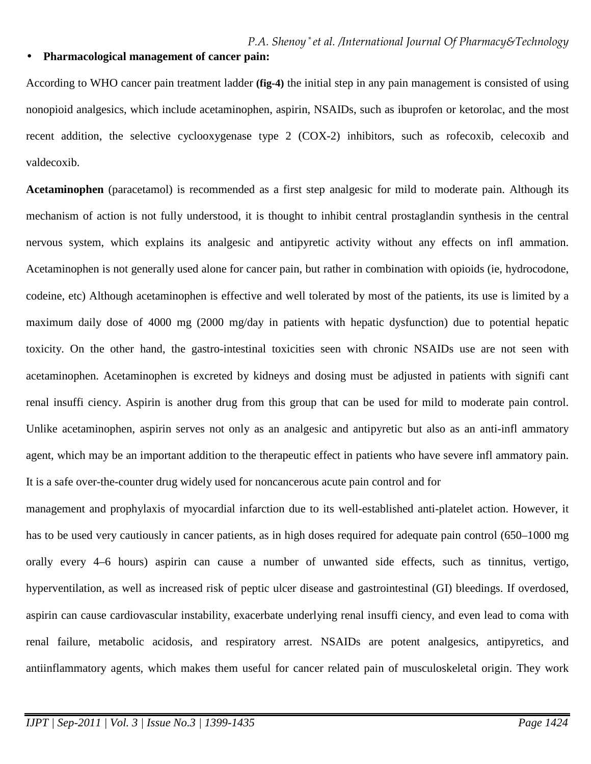- **Pharmacological management of cancer pain:**

According to WHO cancer pain treatment ladder **(fig-4)** the initial step in any pain management is consisted of using nonopioid analgesics, which include acetaminophen, aspirin, NSAIDs, such as ibuprofen or ketorolac, and the most recent addition, the selective cyclooxygenase type 2 (COX-2) inhibitors, such as rofecoxib, celecoxib and valdecoxib.

**Acetaminophen** (paracetamol) is recommended as a first step analgesic for mild to moderate pain. Although its mechanism of action is not fully understood, it is thought to inhibit central prostaglandin synthesis in the central nervous system, which explains its analgesic and antipyretic activity without any effects on infl ammation. Acetaminophen is not generally used alone for cancer pain, but rather in combination with opioids (ie, hydrocodone, codeine, etc) Although acetaminophen is effective and well tolerated by most of the patients, its use is limited by a maximum daily dose of 4000 mg (2000 mg/day in patients with hepatic dysfunction) due to potential hepatic toxicity. On the other hand, the gastro-intestinal toxicities seen with chronic NSAIDs use are not seen with acetaminophen. Acetaminophen is excreted by kidneys and dosing must be adjusted in patients with signifi cant renal insuffi ciency. Aspirin is another drug from this group that can be used for mild to moderate pain control. Unlike acetaminophen, aspirin serves not only as an analgesic and antipyretic but also as an anti-infl ammatory agent, which may be an important addition to the therapeutic effect in patients who have severe infl ammatory pain. It is a safe over-the-counter drug widely used for noncancerous acute pain control and for management and prophylaxis of myocardial infarction due to its well-established anti-platelet action. However, it has to be used very cautiously in cancer patients, as in high doses required for adequate pain control (650–1000 mg orally every 4–6 hours) aspirin can cause a number of unwanted side effects, such as tinnitus, vertigo, hyperventilation, as well as increased risk of peptic ulcer disease and gastrointestinal (GI) bleedings. If overdosed, aspirin can cause cardiovascular instability, exacerbate underlying renal insuffi ciency, and even lead to coma with renal failure, metabolic acidosis, and respiratory arrest. NSAIDs are potent analgesics, antipyretics, and antiinflammatory agents, which makes them useful for cancer related pain of musculoskeletal origin. They work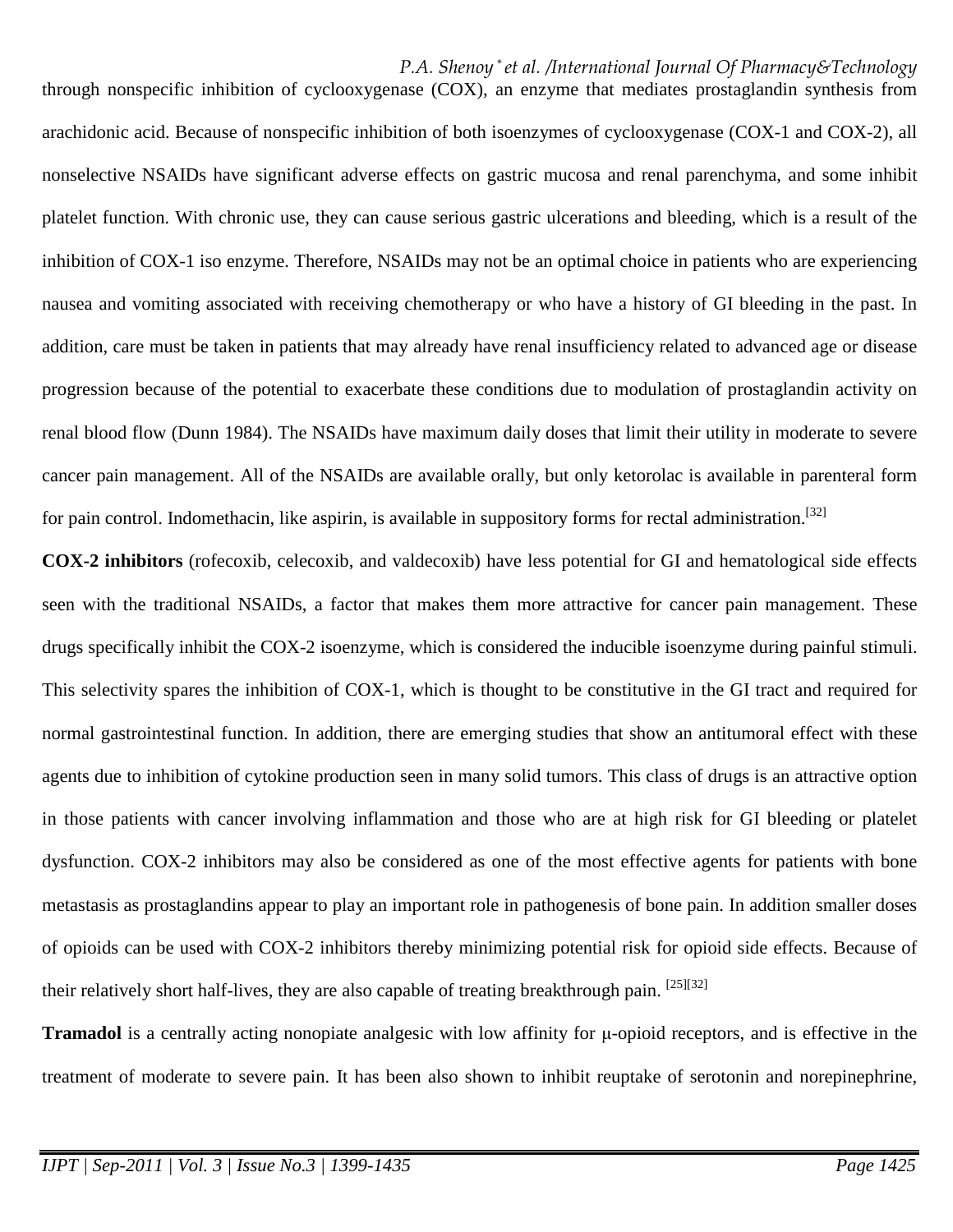through nonspecific inhibition of cyclooxygenase (COX), an enzyme that mediates prostaglandin synthesis from arachidonic acid. Because of nonspecific inhibition of both isoenzymes of cyclooxygenase (COX-1 and COX-2), all nonselective NSAIDs have significant adverse effects on gastric mucosa and renal parenchyma, and some inhibit platelet function. With chronic use, they can cause serious gastric ulcerations and bleeding, which is a result of the inhibition of COX-1 iso enzyme. Therefore, NSAIDs may not be an optimal choice in patients who are experiencing nausea and vomiting associated with receiving chemotherapy or who have a history of GI bleeding in the past. In addition, care must be taken in patients that may already have renal insufficiency related to advanced age or disease progression because of the potential to exacerbate these conditions due to modulation of prostaglandin activity on renal blood flow (Dunn 1984). The NSAIDs have maximum daily doses that limit their utility in moderate to severe cancer pain management. All of the NSAIDs are available orally, but only ketorolac is available in parenteral form for pain control. Indomethacin, like aspirin, is available in suppository forms for rectal administration.[32]

**COX-2 inhibitors** (rofecoxib, celecoxib, and valdecoxib) have less potential for GI and hematological side effects seen with the traditional NSAIDs, a factor that makes them more attractive for cancer pain management. These drugs specifically inhibit the COX-2 isoenzyme, which is considered the inducible isoenzyme during painful stimuli. This selectivity spares the inhibition of COX-1, which is thought to be constitutive in the GI tract and required for normal gastrointestinal function. In addition, there are emerging studies that show an antitumoral effect with these agents due to inhibition of cytokine production seen in many solid tumors. This class of drugs is an attractive option in those patients with cancer involving inflammation and those who are at high risk for GI bleeding or platelet dysfunction. COX-2 inhibitors may also be considered as one of the most effective agents for patients with bone metastasis as prostaglandins appear to play an important role in pathogenesis of bone pain. In addition smaller doses of opioids can be used with COX-2 inhibitors thereby minimizing potential risk for opioid side effects. Because of their relatively short half-lives, they are also capable of treating breakthrough pain. [25][32]

**Tramadol** is a centrally acting nonopiate analgesic with low affinity for μ-opioid receptors, and is effective in the treatment of moderate to severe pain. It has been also shown to inhibit reuptake of serotonin and norepinephrine,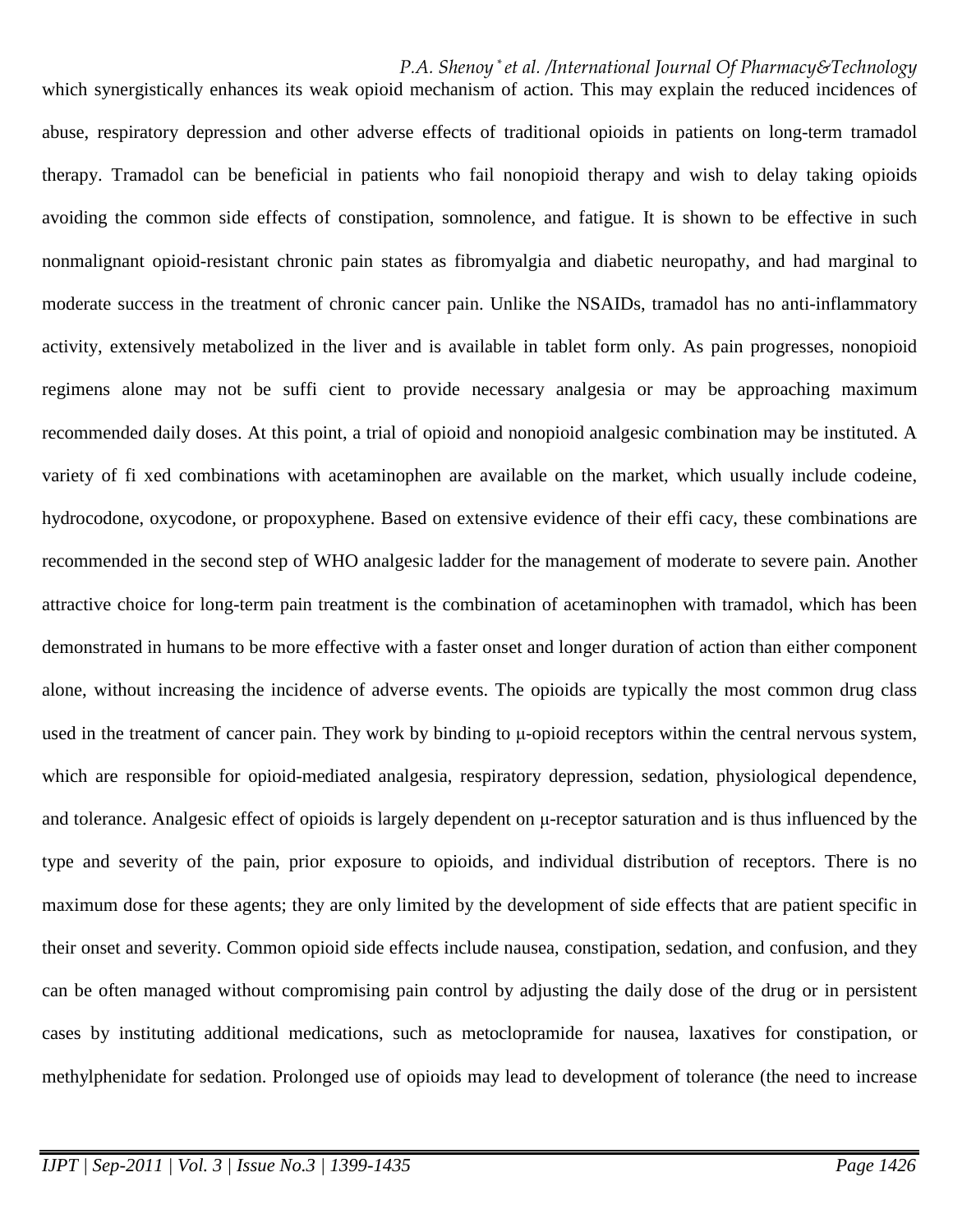which synergistically enhances its weak opioid mechanism of action. This may explain the reduced incidences of abuse, respiratory depression and other adverse effects of traditional opioids in patients on long-term tramadol therapy. Tramadol can be beneficial in patients who fail nonopioid therapy and wish to delay taking opioids avoiding the common side effects of constipation, somnolence, and fatigue. It is shown to be effective in such nonmalignant opioid-resistant chronic pain states as fibromyalgia and diabetic neuropathy, and had marginal to moderate success in the treatment of chronic cancer pain. Unlike the NSAIDs, tramadol has no anti-inflammatory activity, extensively metabolized in the liver and is available in tablet form only. As pain progresses, nonopioid regimens alone may not be suffi cient to provide necessary analgesia or may be approaching maximum recommended daily doses. At this point, a trial of opioid and nonopioid analgesic combination may be instituted. A variety of fi xed combinations with acetaminophen are available on the market, which usually include codeine, hydrocodone, oxycodone, or propoxyphene. Based on extensive evidence of their effi cacy, these combinations are recommended in the second step of WHO analgesic ladder for the management of moderate to severe pain. Another attractive choice for long-term pain treatment is the combination of acetaminophen with tramadol, which has been demonstrated in humans to be more effective with a faster onset and longer duration of action than either component alone, without increasing the incidence of adverse events. The opioids are typically the most common drug class used in the treatment of cancer pain. They work by binding to μ-opioid receptors within the central nervous system, which are responsible for opioid-mediated analgesia, respiratory depression, sedation, physiological dependence, and tolerance. Analgesic effect of opioids is largely dependent on μ-receptor saturation and is thus influenced by the type and severity of the pain, prior exposure to opioids, and individual distribution of receptors. There is no maximum dose for these agents; they are only limited by the development of side effects that are patient specific in their onset and severity. Common opioid side effects include nausea, constipation, sedation, and confusion, and they can be often managed without compromising pain control by adjusting the daily dose of the drug or in persistent cases by instituting additional medications, such as metoclopramide for nausea, laxatives for constipation, or methylphenidate for sedation. Prolonged use of opioids may lead to development of tolerance (the need to increase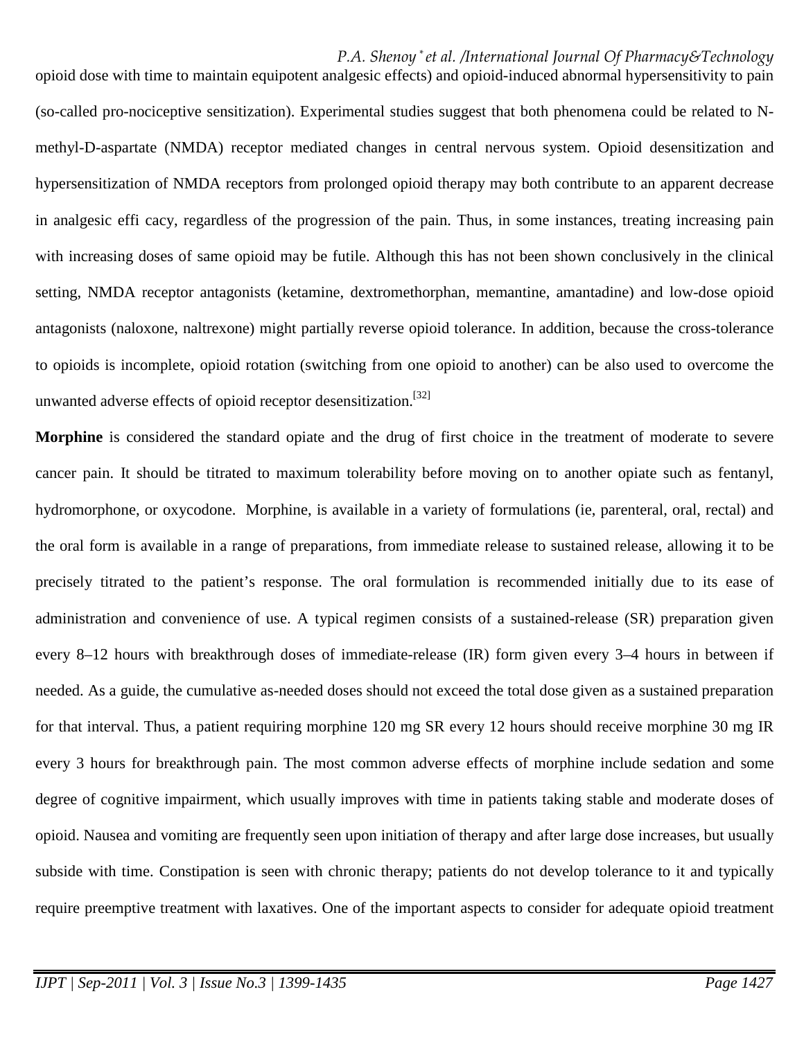opioid dose with time to maintain equipotent analgesic effects) and opioid-induced abnormal hypersensitivity to pain (so-called pro-nociceptive sensitization). Experimental studies suggest that both phenomena could be related to N-methyl-D-aspartate (NMDA) receptor mediated changes in central nervous system. Opioid desensitization and hypersensitization of NMDA receptors from prolonged opioid therapy may both contribute to an apparent decrease in analgesic effi cacy, regardless of the progression of the pain. Thus, in some instances, treating increasing pain with increasing doses of same opioid may be futile. Although this has not been shown conclusively in the clinical setting, NMDA receptor antagonists (ketamine, dextromethorphan, memantine, amantadine) and low-dose opioid antagonists (naloxone, naltrexone) might partially reverse opioid tolerance. In addition, because the cross-tolerance to opioids is incomplete, opioid rotation (switching from one opioid to another) can be also used to overcome the unwanted adverse effects of opioid receptor desensitization.[32]

**Morphine** is considered the standard opiate and the drug of first choice in the treatment of moderate to severe cancer pain. It should be titrated to maximum tolerability before moving on to another opiate such as fentanyl, hydromorphone, or oxycodone. Morphine, is available in a variety of formulations (ie, parenteral, oral, rectal) and the oral form is available in a range of preparations, from immediate release to sustained release, allowing it to be precisely titrated to the patient's response. The oral formulation is recommended initially due to its ease of administration and convenience of use. A typical regimen consists of a sustained-release (SR) preparation given every 8–12 hours with breakthrough doses of immediate-release (IR) form given every 3–4 hours in between if needed. As a guide, the cumulative as-needed doses should not exceed the total dose given as a sustained preparation for that interval. Thus, a patient requiring morphine 120 mg SR every 12 hours should receive morphine 30 mg IR every 3 hours for breakthrough pain. The most common adverse effects of morphine include sedation and some degree of cognitive impairment, which usually improves with time in patients taking stable and moderate doses of opioid. Nausea and vomiting are frequently seen upon initiation of therapy and after large dose increases, but usually subside with time. Constipation is seen with chronic therapy; patients do not develop tolerance to it and typically require preemptive treatment with laxatives. One of the important aspects to consider for adequate opioid treatment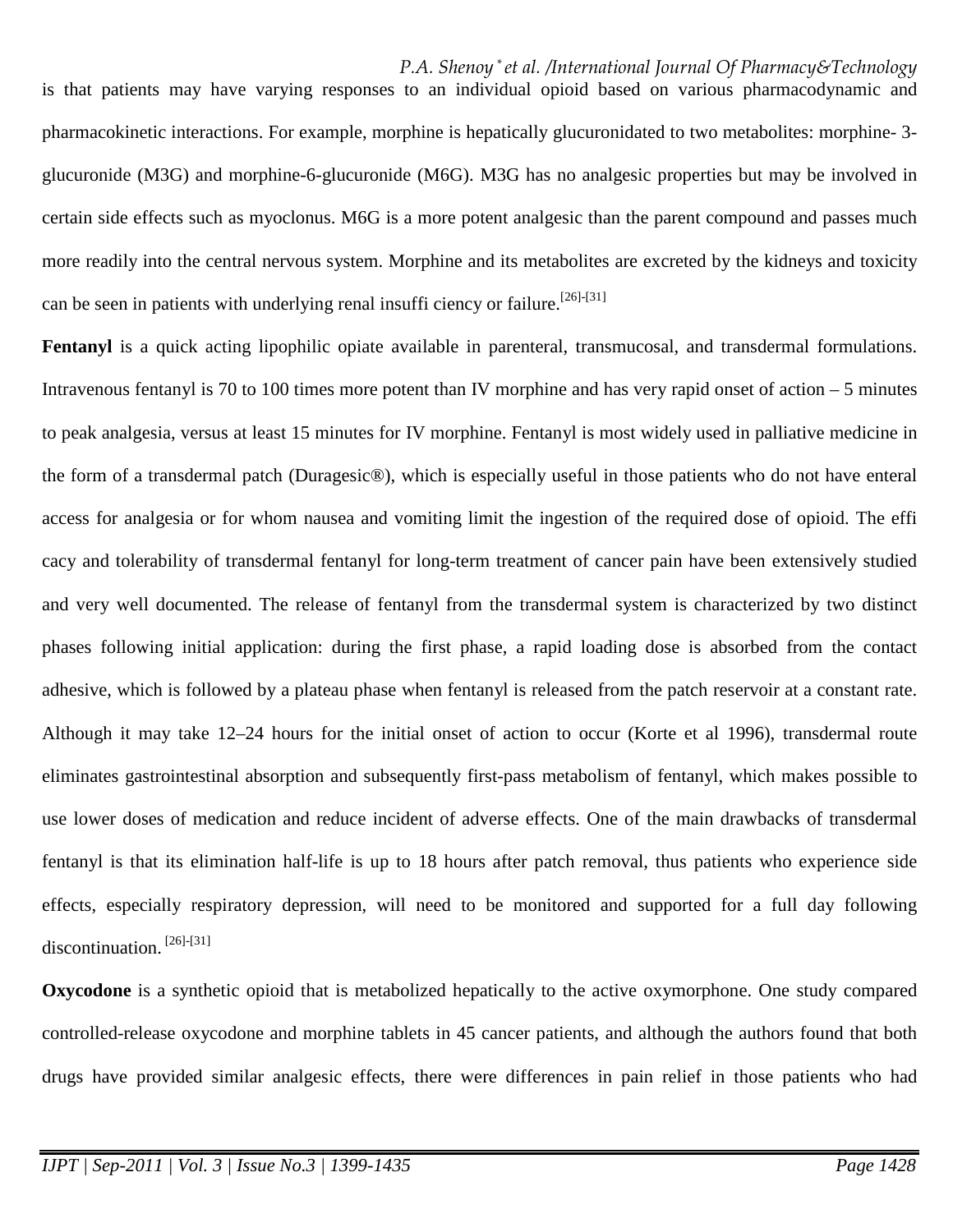is that patients may have varying responses to an individual opioid based on various pharmacodynamic and pharmacokinetic interactions. For example, morphine is hepatically glucuronidated to two metabolites: morphine- 3-glucuronide (M3G) and morphine-6-glucuronide (M6G). M3G has no analgesic properties but may be involved in certain side effects such as myoclonus. M6G is a more potent analgesic than the parent compound and passes much more readily into the central nervous system. Morphine and its metabolites are excreted by the kidneys and toxicity can be seen in patients with underlying renal insuffi ciency or failure.[26]-[31]

**Fentanyl** is a quick acting lipophilic opiate available in parenteral, transmucosal, and transdermal formulations. Intravenous fentanyl is 70 to 100 times more potent than IV morphine and has very rapid onset of action – 5 minutes to peak analgesia, versus at least 15 minutes for IV morphine. Fentanyl is most widely used in palliative medicine in the form of a transdermal patch (Duragesic®), which is especially useful in those patients who do not have enteral access for analgesia or for whom nausea and vomiting limit the ingestion of the required dose of opioid. The effi cacy and tolerability of transdermal fentanyl for long-term treatment of cancer pain have been extensively studied and very well documented. The release of fentanyl from the transdermal system is characterized by two distinct phases following initial application: during the first phase, a rapid loading dose is absorbed from the contact adhesive, which is followed by a plateau phase when fentanyl is released from the patch reservoir at a constant rate. Although it may take 12–24 hours for the initial onset of action to occur (Korte et al 1996), transdermal route eliminates gastrointestinal absorption and subsequently first-pass metabolism of fentanyl, which makes possible to use lower doses of medication and reduce incident of adverse effects. One of the main drawbacks of transdermal fentanyl is that its elimination half-life is up to 18 hours after patch removal, thus patients who experience side effects, especially respiratory depression, will need to be monitored and supported for a full day following discontinuation. [26]-[31]

**Oxycodone** is a synthetic opioid that is metabolized hepatically to the active oxymorphone. One study compared controlled-release oxycodone and morphine tablets in 45 cancer patients, and although the authors found that both drugs have provided similar analgesic effects, there were differences in pain relief in those patients who had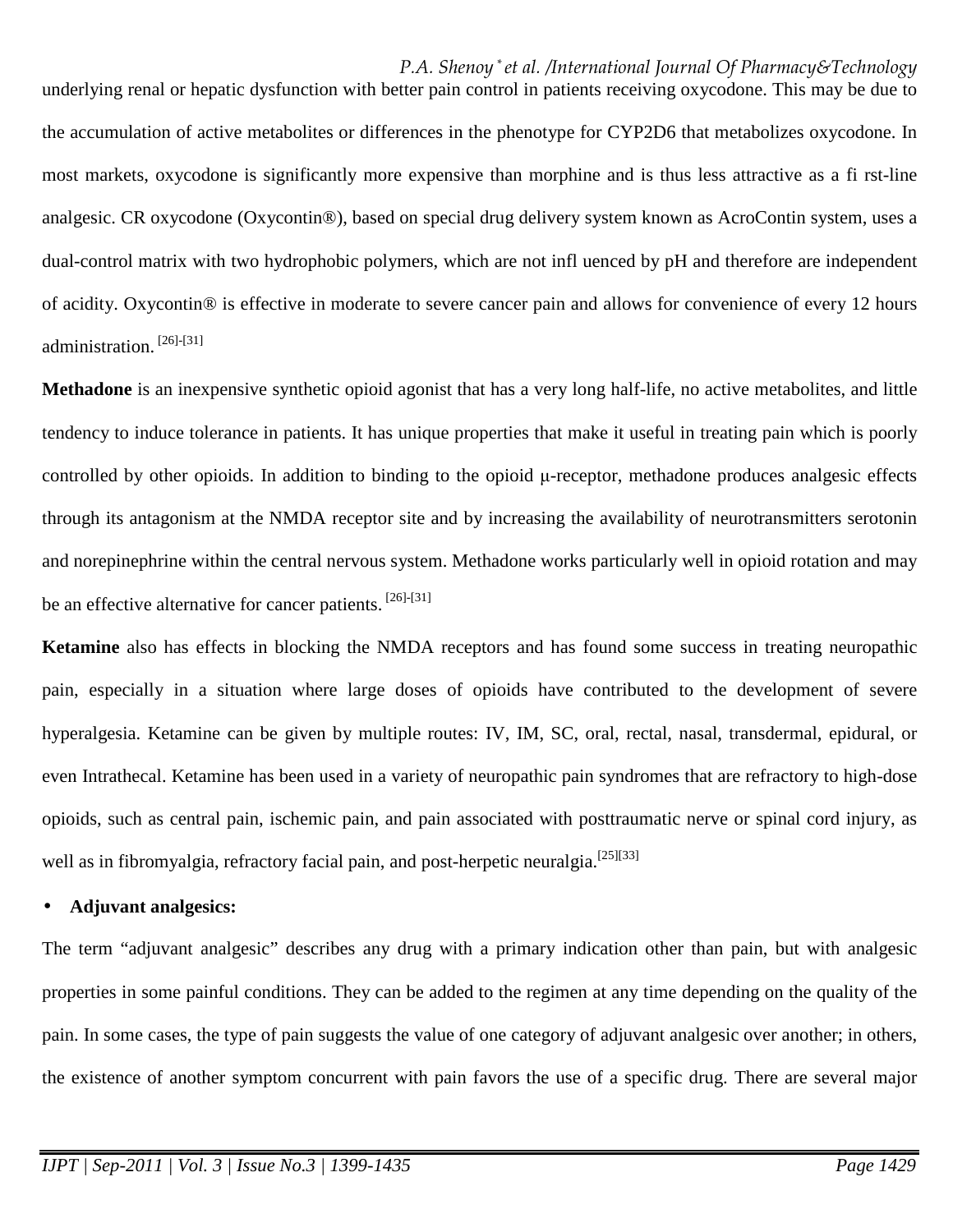underlying renal or hepatic dysfunction with better pain control in patients receiving oxycodone. This may be due to the accumulation of active metabolites or differences in the phenotype for CYP2D6 that metabolizes oxycodone. In most markets, oxycodone is significantly more expensive than morphine and is thus less attractive as a fi rst-line analgesic. CR oxycodone (Oxycontin®), based on special drug delivery system known as AcroContin system, uses a dual-control matrix with two hydrophobic polymers, which are not infl uenced by pH and therefore are independent of acidity. Oxycontin® is effective in moderate to severe cancer pain and allows for convenience of every 12 hours administration. [26]-[31]

**Methadone** is an inexpensive synthetic opioid agonist that has a very long half-life, no active metabolites, and little tendency to induce tolerance in patients. It has unique properties that make it useful in treating pain which is poorly controlled by other opioids. In addition to binding to the opioid μ-receptor, methadone produces analgesic effects through its antagonism at the NMDA receptor site and by increasing the availability of neurotransmitters serotonin and norepinephrine within the central nervous system. Methadone works particularly well in opioid rotation and may be an effective alternative for cancer patients. [26]-[31]

**Ketamine** also has effects in blocking the NMDA receptors and has found some success in treating neuropathic pain, especially in a situation where large doses of opioids have contributed to the development of severe hyperalgesia. Ketamine can be given by multiple routes: IV, IM, SC, oral, rectal, nasal, transdermal, epidural, or even Intrathecal. Ketamine has been used in a variety of neuropathic pain syndromes that are refractory to high-dose opioids, such as central pain, ischemic pain, and pain associated with posttraumatic nerve or spinal cord injury, as well as in fibromyalgia, refractory facial pain, and post-herpetic neuralgia.[25][33]

- **Adjuvant analgesics:**

The term "adjuvant analgesic" describes any drug with a primary indication other than pain, but with analgesic properties in some painful conditions. They can be added to the regimen at any time depending on the quality of the pain. In some cases, the type of pain suggests the value of one category of adjuvant analgesic over another; in others, the existence of another symptom concurrent with pain favors the use of a specific drug. There are several major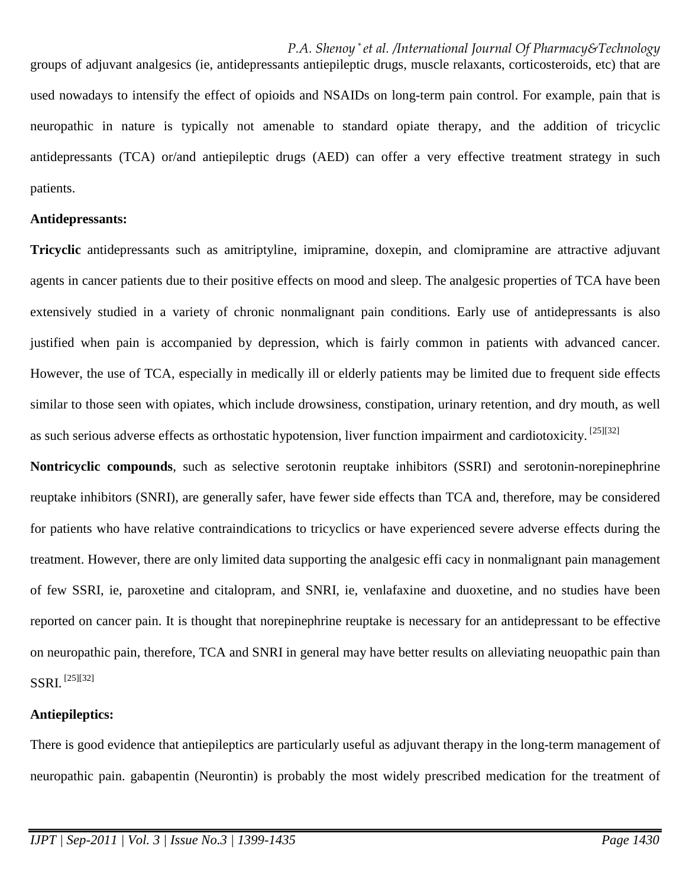groups of adjuvant analgesics (ie, antidepressants antiepileptic drugs, muscle relaxants, corticosteroids, etc) that are used nowadays to intensify the effect of opioids and NSAIDs on long-term pain control. For example, pain that is neuropathic in nature is typically not amenable to standard opiate therapy, and the addition of tricyclic antidepressants (TCA) or/and antiepileptic drugs (AED) can offer a very effective treatment strategy in such patients.

**Antidepressants:**

**Tricyclic** antidepressants such as amitriptyline, imipramine, doxepin, and clomipramine are attractive adjuvant agents in cancer patients due to their positive effects on mood and sleep. The analgesic properties of TCA have been extensively studied in a variety of chronic nonmalignant pain conditions. Early use of antidepressants is also justified when pain is accompanied by depression, which is fairly common in patients with advanced cancer. However, the use of TCA, especially in medically ill or elderly patients may be limited due to frequent side effects similar to those seen with opiates, which include drowsiness, constipation, urinary retention, and dry mouth, as well as such serious adverse effects as orthostatic hypotension, liver function impairment and cardiotoxicity. [25][32]

**Nontricyclic compounds**, such as selective serotonin reuptake inhibitors (SSRI) and serotonin-norepinephrine reuptake inhibitors (SNRI), are generally safer, have fewer side effects than TCA and, therefore, may be considered for patients who have relative contraindications to tricyclics or have experienced severe adverse effects during the treatment. However, there are only limited data supporting the analgesic effi cacy in nonmalignant pain management of few SSRI, ie, paroxetine and citalopram, and SNRI, ie, venlafaxine and duoxetine, and no studies have been reported on cancer pain. It is thought that norepinephrine reuptake is necessary for an antidepressant to be effective on neuropathic pain, therefore, TCA and SNRI in general may have better results on alleviating neuopathic pain than SSRI. [25][32]

**Antiepileptics:**

There is good evidence that antiepileptics are particularly useful as adjuvant therapy in the long-term management of neuropathic pain. gabapentin (Neurontin) is probably the most widely prescribed medication for the treatment of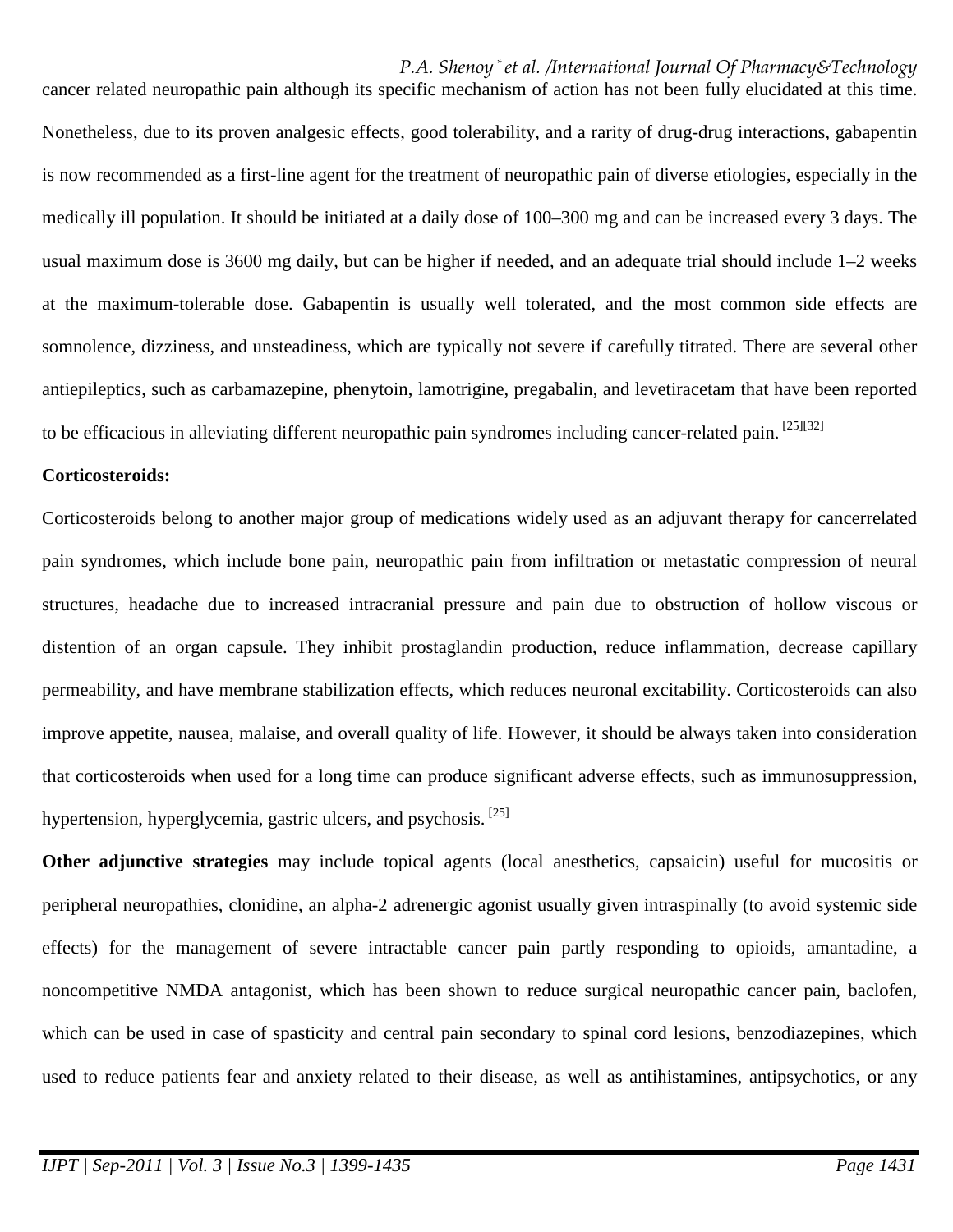cancer related neuropathic pain although its specific mechanism of action has not been fully elucidated at this time. Nonetheless, due to its proven analgesic effects, good tolerability, and a rarity of drug-drug interactions, gabapentin is now recommended as a first-line agent for the treatment of neuropathic pain of diverse etiologies, especially in the medically ill population. It should be initiated at a daily dose of 100–300 mg and can be increased every 3 days. The usual maximum dose is 3600 mg daily, but can be higher if needed, and an adequate trial should include 1–2 weeks at the maximum-tolerable dose. Gabapentin is usually well tolerated, and the most common side effects are somnolence, dizziness, and unsteadiness, which are typically not severe if carefully titrated. There are several other antiepileptics, such as carbamazepine, phenytoin, lamotrigine, pregabalin, and levetiracetam that have been reported to be efficacious in alleviating different neuropathic pain syndromes including cancer-related pain. [25][32]

**Corticosteroids:**

Corticosteroids belong to another major group of medications widely used as an adjuvant therapy for cancerrelated pain syndromes, which include bone pain, neuropathic pain from infiltration or metastatic compression of neural structures, headache due to increased intracranial pressure and pain due to obstruction of hollow viscous or distention of an organ capsule. They inhibit prostaglandin production, reduce inflammation, decrease capillary permeability, and have membrane stabilization effects, which reduces neuronal excitability. Corticosteroids can also improve appetite, nausea, malaise, and overall quality of life. However, it should be always taken into consideration that corticosteroids when used for a long time can produce significant adverse effects, such as immunosuppression, hypertension, hyperglycemia, gastric ulcers, and psychosis. [25]

**Other adjunctive strategies** may include topical agents (local anesthetics, capsaicin) useful for mucositis or peripheral neuropathies, clonidine, an alpha-2 adrenergic agonist usually given intraspinally (to avoid systemic side effects) for the management of severe intractable cancer pain partly responding to opioids, amantadine, a noncompetitive NMDA antagonist, which has been shown to reduce surgical neuropathic cancer pain, baclofen, which can be used in case of spasticity and central pain secondary to spinal cord lesions, benzodiazepines, which used to reduce patients fear and anxiety related to their disease, as well as antihistamines, antipsychotics, or any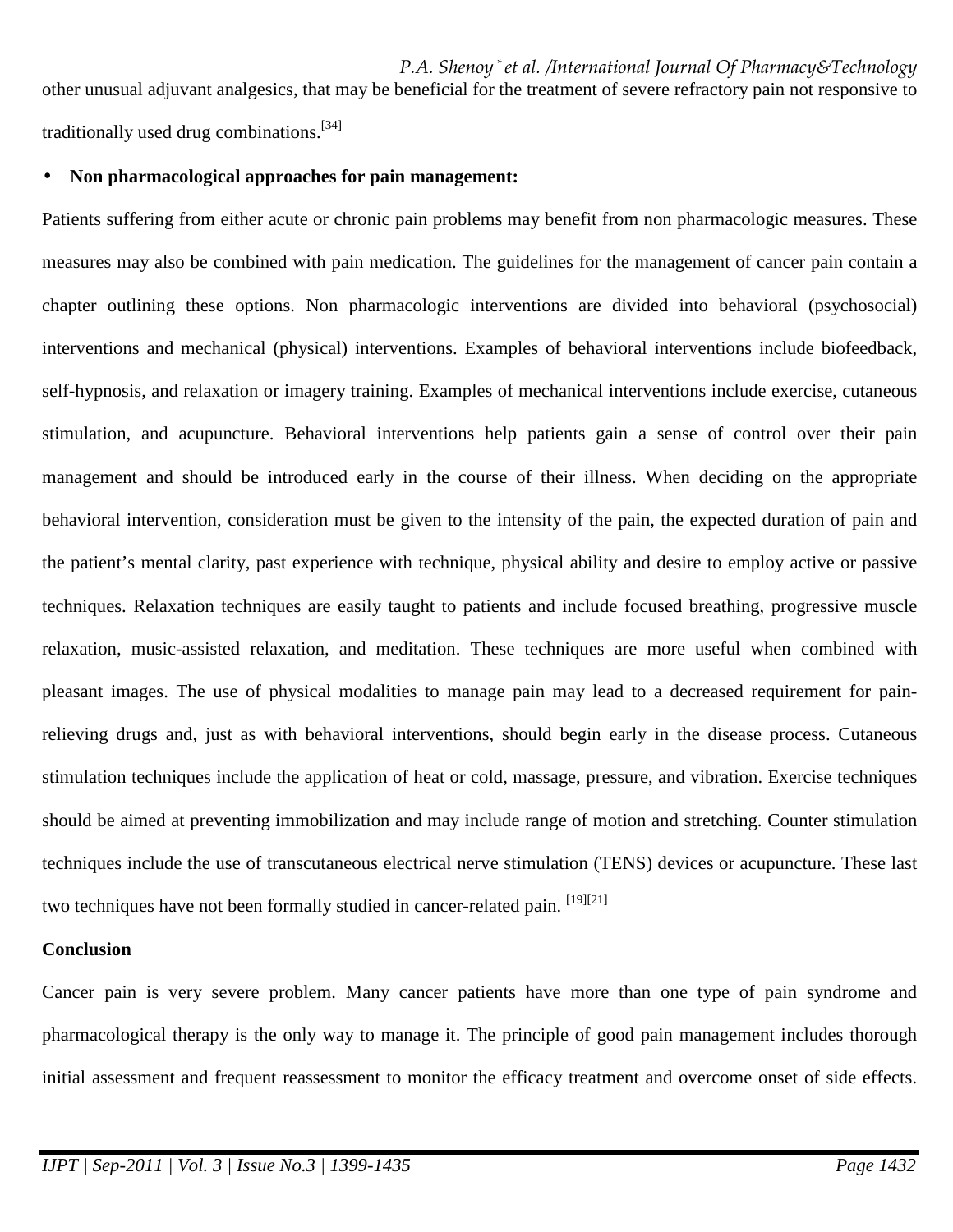other unusual adjuvant analgesics, that may be beneficial for the treatment of severe refractory pain not responsive to traditionally used drug combinations.[34]

- **Non pharmacological approaches for pain management:**

Patients suffering from either acute or chronic pain problems may benefit from non pharmacologic measures. These measures may also be combined with pain medication. The guidelines for the management of cancer pain contain a chapter outlining these options. Non pharmacologic interventions are divided into behavioral (psychosocial) interventions and mechanical (physical) interventions. Examples of behavioral interventions include biofeedback, self-hypnosis, and relaxation or imagery training. Examples of mechanical interventions include exercise, cutaneous stimulation, and acupuncture. Behavioral interventions help patients gain a sense of control over their pain management and should be introduced early in the course of their illness. When deciding on the appropriate behavioral intervention, consideration must be given to the intensity of the pain, the expected duration of pain and the patient's mental clarity, past experience with technique, physical ability and desire to employ active or passive techniques. Relaxation techniques are easily taught to patients and include focused breathing, progressive muscle relaxation, music-assisted relaxation, and meditation. These techniques are more useful when combined with pleasant images. The use of physical modalities to manage pain may lead to a decreased requirement for pain-relieving drugs and, just as with behavioral interventions, should begin early in the disease process. Cutaneous stimulation techniques include the application of heat or cold, massage, pressure, and vibration. Exercise techniques should be aimed at preventing immobilization and may include range of motion and stretching. Counter stimulation techniques include the use of transcutaneous electrical nerve stimulation (TENS) devices or acupuncture. These last two techniques have not been formally studied in cancer-related pain. [19][21]

## Conclusion

Cancer pain is very severe problem. Many cancer patients have more than one type of pain syndrome and pharmacological therapy is the only way to manage it. The principle of good pain management includes thorough initial assessment and frequent reassessment to monitor the efficacy treatment and overcome onset of side effects.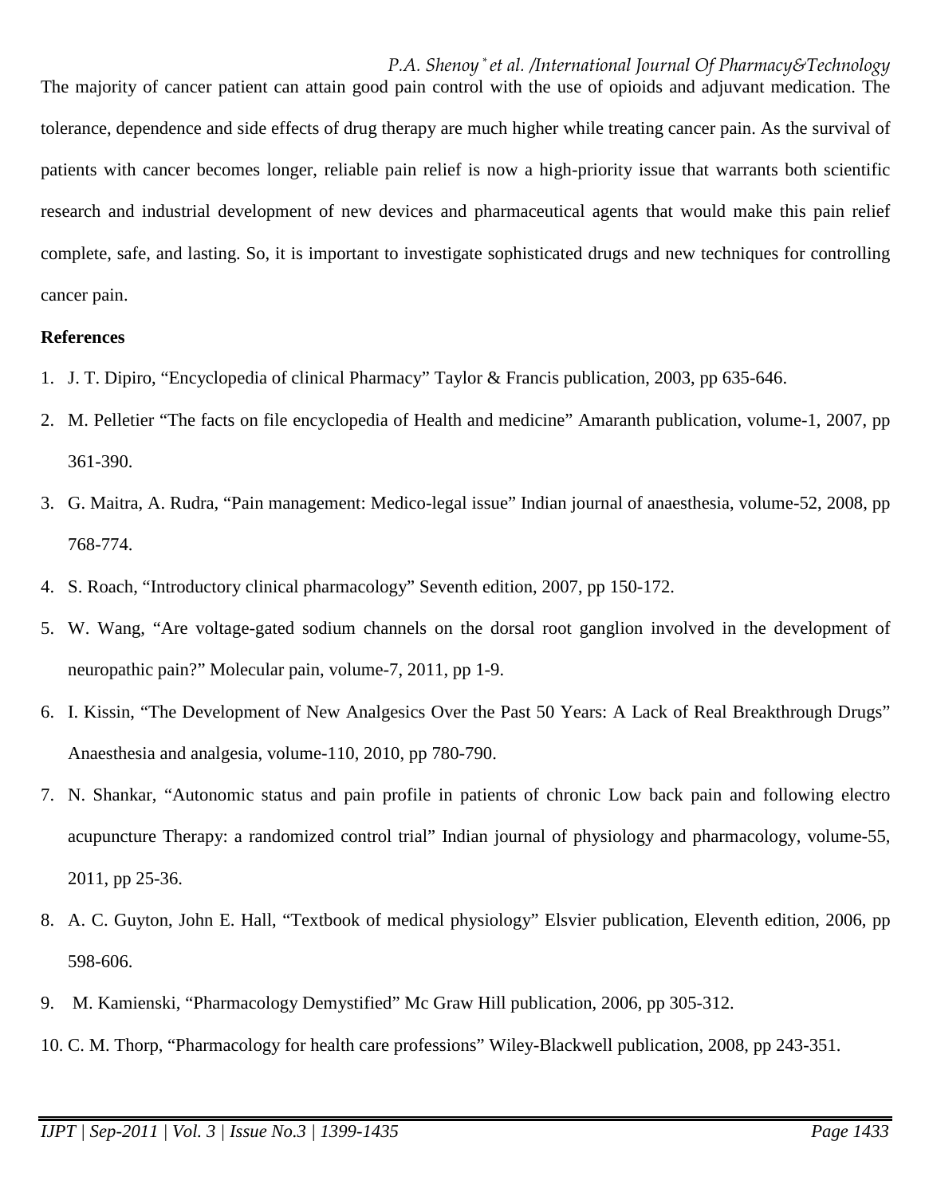The majority of cancer patient can attain good pain control with the use of opioids and adjuvant medication. The tolerance, dependence and side effects of drug therapy are much higher while treating cancer pain. As the survival of patients with cancer becomes longer, reliable pain relief is now a high-priority issue that warrants both scientific research and industrial development of new devices and pharmaceutical agents that would make this pain relief complete, safe, and lasting. So, it is important to investigate sophisticated drugs and new techniques for controlling cancer pain.

**References**

1. J. T. Dipiro, "Encyclopedia of clinical Pharmacy" Taylor & Francis publication, 2003, pp 635-646.
2. M. Pelletier "The facts on file encyclopedia of Health and medicine" Amaranth publication, volume-1, 2007, pp 361-390.
3. G. Maitra, A. Rudra, "Pain management: Medico-legal issue" Indian journal of anaesthesia, volume-52, 2008, pp 768-774.
4. S. Roach, "Introductory clinical pharmacology" Seventh edition, 2007, pp 150-172.
5. W. Wang, "Are voltage-gated sodium channels on the dorsal root ganglion involved in the development of neuropathic pain?" Molecular pain, volume-7, 2011, pp 1-9.
6. I. Kissin, "The Development of New Analgesics Over the Past 50 Years: A Lack of Real Breakthrough Drugs" Anaesthesia and analgesia, volume-110, 2010, pp 780-790.
7. N. Shankar, "Autonomic status and pain profile in patients of chronic Low back pain and following electro acupuncture Therapy: a randomized control trial" Indian journal of physiology and pharmacology, volume-55, 2011, pp 25-36.
8. A. C. Guyton, John E. Hall, "Textbook of medical physiology" Elsvier publication, Eleventh edition, 2006, pp 598-606.
9. M. Kamienski, "Pharmacology Demystified" Mc Graw Hill publication, 2006, pp 305-312.
10. C. M. Thorp, "Pharmacology for health care professions" Wiley-Blackwell publication, 2008, pp 243-351.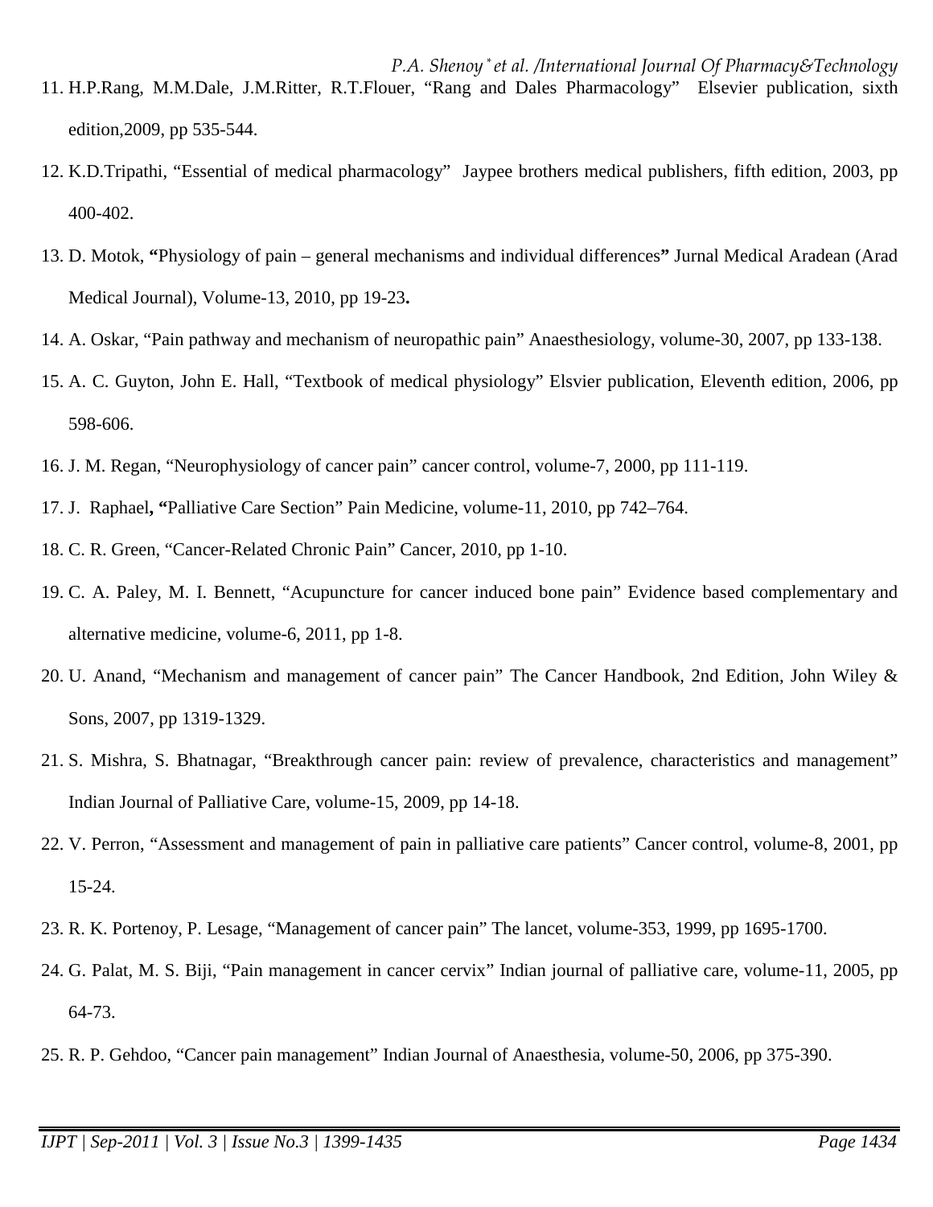11. H.P.Rang, M.M.Dale, J.M.Ritter, R.T.Flouer, “Rang and Dales Pharmacology” Elsevier publication, sixth edition,2009, pp 535-544.
12. K.D.Tripathi, “Essential of medical pharmacology” Jaypee brothers medical publishers, fifth edition, 2003, pp 400-402.
13. D. Motok, **“**Physiology of pain – general mechanisms and individual differences**”** Jurnal Medical Aradean (Arad Medical Journal), Volume-13, 2010, pp 19-23**.**
14. A. Oskar, “Pain pathway and mechanism of neuropathic pain” Anaesthesiology, volume-30, 2007, pp 133-138.
15. A. C. Guyton, John E. Hall, “Textbook of medical physiology” Elsvier publication, Eleventh edition, 2006, pp 598-606.
16. J. M. Regan, “Neurophysiology of cancer pain” cancer control, volume-7, 2000, pp 111-119.
17. J. Raphael**, “**Palliative Care Section” Pain Medicine, volume-11, 2010, pp 742–764.
18. C. R. Green, “Cancer-Related Chronic Pain” Cancer, 2010, pp 1-10.
19. C. A. Paley, M. I. Bennett, “Acupuncture for cancer induced bone pain” Evidence based complementary and alternative medicine, volume-6, 2011, pp 1-8.
20. U. Anand, “Mechanism and management of cancer pain” The Cancer Handbook, 2nd Edition, John Wiley & Sons, 2007, pp 1319-1329.
21. S. Mishra, S. Bhatnagar, “Breakthrough cancer pain: review of prevalence, characteristics and management” Indian Journal of Palliative Care, volume-15, 2009, pp 14-18.
22. V. Perron, “Assessment and management of pain in palliative care patients” Cancer control, volume-8, 2001, pp 15-24.
23. R. K. Portenoy, P. Lesage, “Management of cancer pain” The lancet, volume-353, 1999, pp 1695-1700.
24. G. Palat, M. S. Biji, “Pain management in cancer cervix” Indian journal of palliative care, volume-11, 2005, pp 64-73.
25. R. P. Gehdoo, “Cancer pain management” Indian Journal of Anaesthesia, volume-50, 2006, pp 375-390.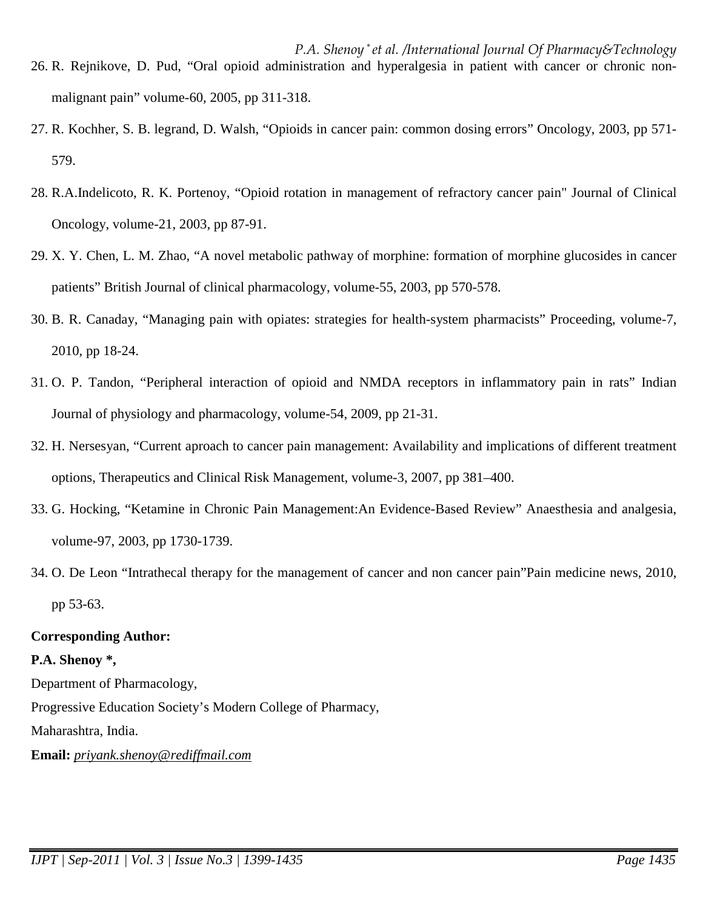26. R. Rejnikove, D. Pud, “Oral opioid administration and hyperalgesia in patient with cancer or chronic non-malignant pain” volume-60, 2005, pp 311-318.
27. R. Kochher, S. B. legrand, D. Walsh, “Opioids in cancer pain: common dosing errors” Oncology, 2003, pp 571-579.
28. R.A.Indelicoto, R. K. Portenoy, “Opioid rotation in management of refractory cancer pain" Journal of Clinical Oncology, volume-21, 2003, pp 87-91.
29. X. Y. Chen, L. M. Zhao, “A novel metabolic pathway of morphine: formation of morphine glucosides in cancer patients” British Journal of clinical pharmacology, volume-55, 2003, pp 570-578.
30. B. R. Canaday, “Managing pain with opiates: strategies for health-system pharmacists” Proceeding, volume-7, 2010, pp 18-24.
31. O. P. Tandon, “Peripheral interaction of opioid and NMDA receptors in inflammatory pain in rats” Indian Journal of physiology and pharmacology, volume-54, 2009, pp 21-31.
32. H. Nersesyan, “Current aproach to cancer pain management: Availability and implications of different treatment options, Therapeutics and Clinical Risk Management, volume-3, 2007, pp 381–400.
33. G. Hocking, “Ketamine in Chronic Pain Management:An Evidence-Based Review” Anaesthesia and analgesia, volume-97, 2003, pp 1730-1739.
34. O. De Leon “Intrathecal therapy for the management of cancer and non cancer pain”Pain medicine news, 2010, pp 53-63.

**Corresponding Author:**

**P.A. Shenoy \*,**

Department of Pharmacology,

Progressive Education Society’s Modern College of Pharmacy,

Maharashtra, India.

**Email:** priyank.shenoy@rediffmail.com